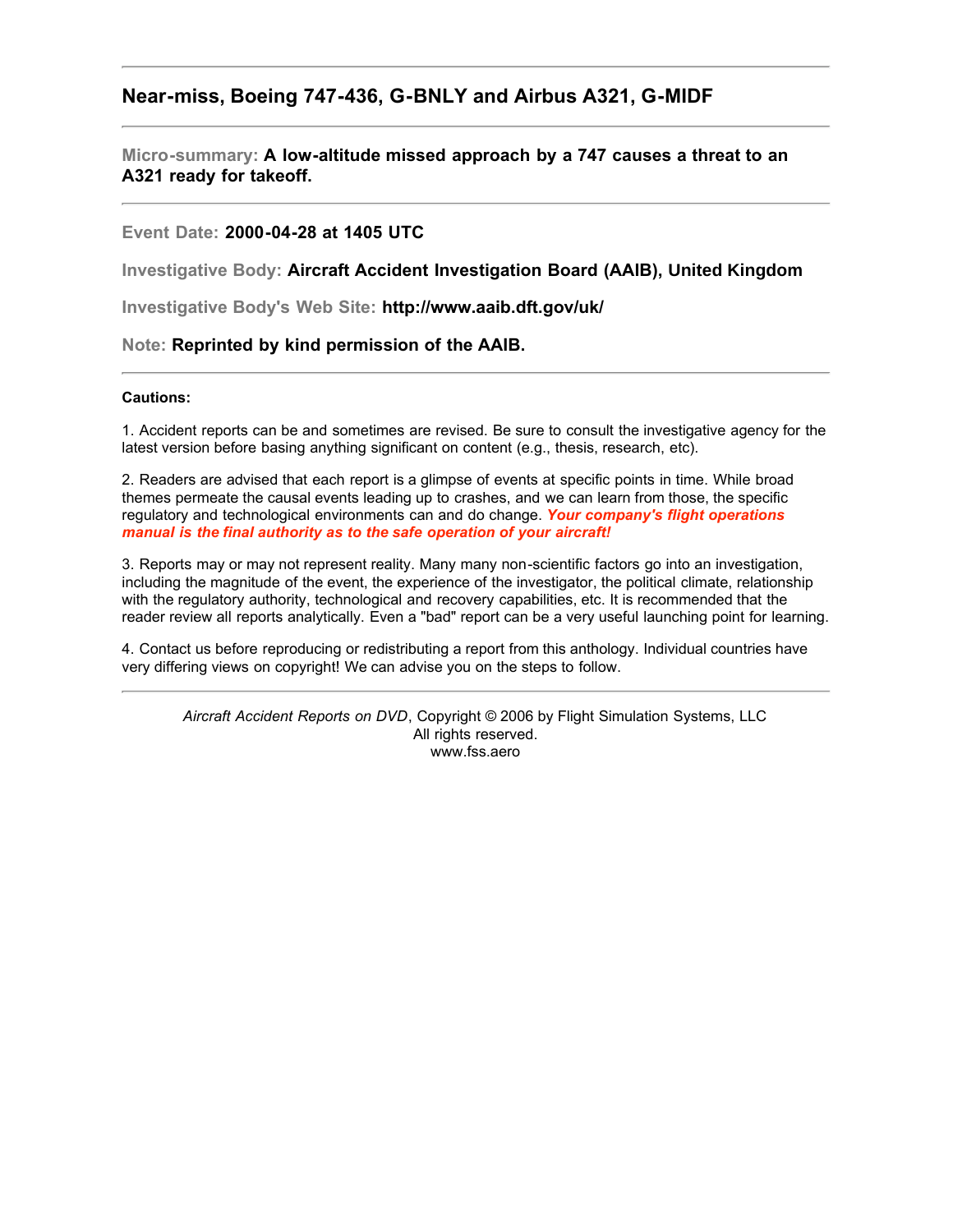## Near-miss, Boeing 747-436, G-BNLY and Airbus A321, G-MIDF

---

**Micro-summary:** **A low-altitude missed approach by a 747 causes a threat to an A321 ready for takeoff.**

---

**Event Date:** **2000-04-28 at 1405 UTC**

**Investigative Body:** **Aircraft Accident Investigation Board (AAIB), United Kingdom**

**Investigative Body's Web Site:** **http://www.aaib.dft.gov/uk/**

**Note:** **Reprinted by kind permission of the AAIB.**

---

**Cautions:**

1. Accident reports can be and sometimes are revised. Be sure to consult the investigative agency for the latest version before basing anything significant on content (e.g., thesis, research, etc).

2. Readers are advised that each report is a glimpse of events at specific points in time. While broad themes permeate the causal events leading up to crashes, and we can learn from those, the specific regulatory and technological environments can and do change. ***Your company's flight operations manual is the final authority as to the safe operation of your aircraft!***

3. Reports may or may not represent reality. Many many non-scientific factors go into an investigation, including the magnitude of the event, the experience of the investigator, the political climate, relationship with the regulatory authority, technological and recovery capabilities, etc. It is recommended that the reader review all reports analytically. Even a "bad" report can be a very useful launching point for learning.

4. Contact us before reproducing or redistributing a report from this anthology. Individual countries have very differing views on copyright! We can advise you on the steps to follow.

---

*Aircraft Accident Reports on DVD*, Copyright © 2006 by Flight Simulation Systems, LLC
All rights reserved.
www.fss.aero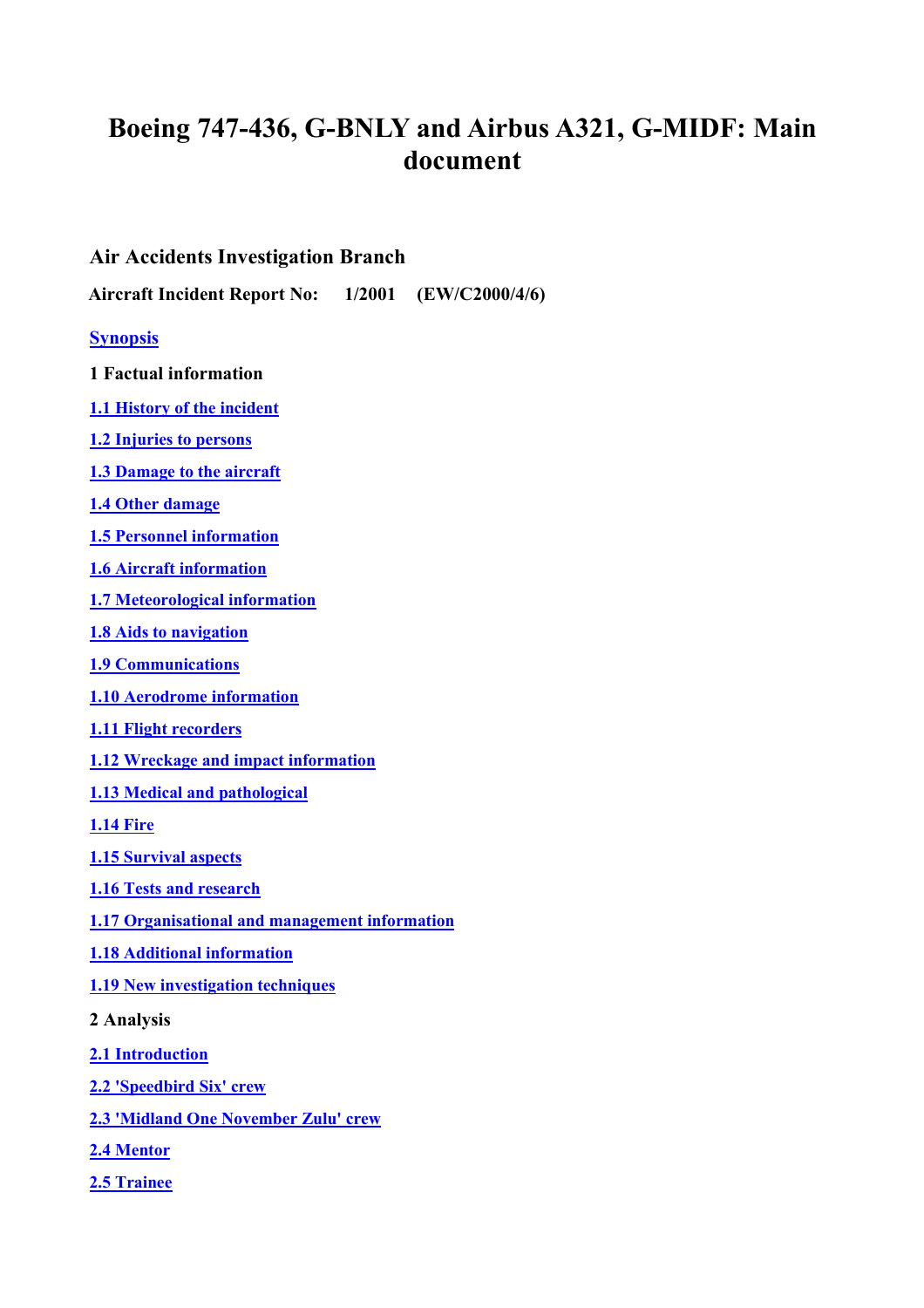# Boeing 747-436, G-BNLY and Airbus A321, G-MIDF: Main document

## Air Accidents Investigation Branch

**Aircraft Incident Report No: 1/2001 (EW/C2000/4/6)**

Synopsis

**1 Factual information**

1.1 History of the incident

1.2 Injuries to persons

1.3 Damage to the aircraft

1.4 Other damage

1.5 Personnel information

1.6 Aircraft information

1.7 Meteorological information

1.8 Aids to navigation

1.9 Communications

1.10 Aerodrome information

1.11 Flight recorders

1.12 Wreckage and impact information

1.13 Medical and pathological

1.14 Fire

1.15 Survival aspects

1.16 Tests and research

1.17 Organisational and management information

1.18 Additional information

1.19 New investigation techniques

**2 Analysis**

2.1 Introduction

2.2 'Speedbird Six' crew

2.3 'Midland One November Zulu' crew

2.4 Mentor

2.5 Trainee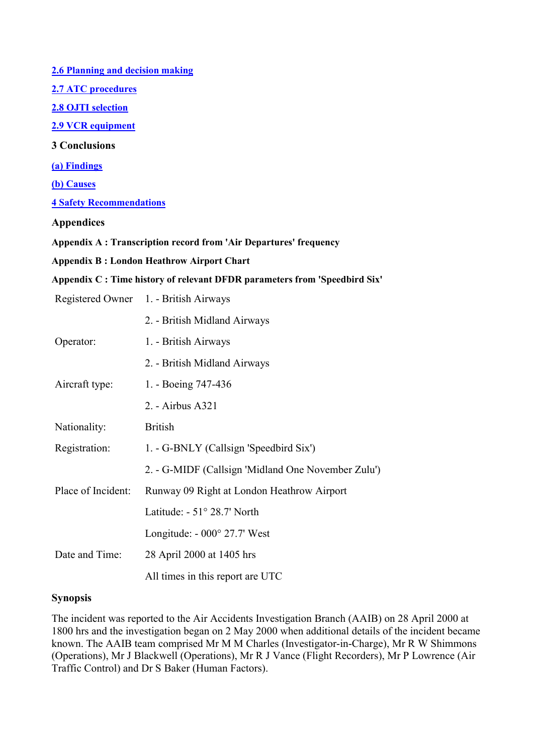[2.6 Planning and decision making]

[2.7 ATC procedures]

[2.8 OJTI selection]

[2.9 VCR equipment]

**3 Conclusions**

[(a) Findings]

[(b) Causes]

[4 Safety Recommendations]

**Appendices**

**Appendix A : Transcription record from 'Air Departures' frequency**

**Appendix B : London Heathrow Airport Chart**

**Appendix C : Time history of relevant DFDR parameters from 'Speedbird Six'**

| | |
|---|---|
| Registered Owner | 1. - British Airways |
| | 2. - British Midland Airways |
| Operator: | 1. - British Airways |
| | 2. - British Midland Airways |
| Aircraft type: | 1. - Boeing 747-436 |
| | 2. - Airbus A321 |
| Nationality: | British |
| Registration: | 1. - G-BNLY (Callsign 'Speedbird Six') |
| | 2. - G-MIDF (Callsign 'Midland One November Zulu') |
| Place of Incident: | Runway 09 Right at London Heathrow Airport |
| | Latitude: - 51° 28.7' North |
| | Longitude: - 000° 27.7' West |
| Date and Time: | 28 April 2000 at 1405 hrs |
| | All times in this report are UTC |

**Synopsis**

The incident was reported to the Air Accidents Investigation Branch (AAIB) on 28 April 2000 at 1800 hrs and the investigation began on 2 May 2000 when additional details of the incident became known. The AAIB team comprised Mr M M Charles (Investigator-in-Charge), Mr R W Shimmons (Operations), Mr J Blackwell (Operations), Mr R J Vance (Flight Recorders), Mr P Lowrence (Air Traffic Control) and Dr S Baker (Human Factors).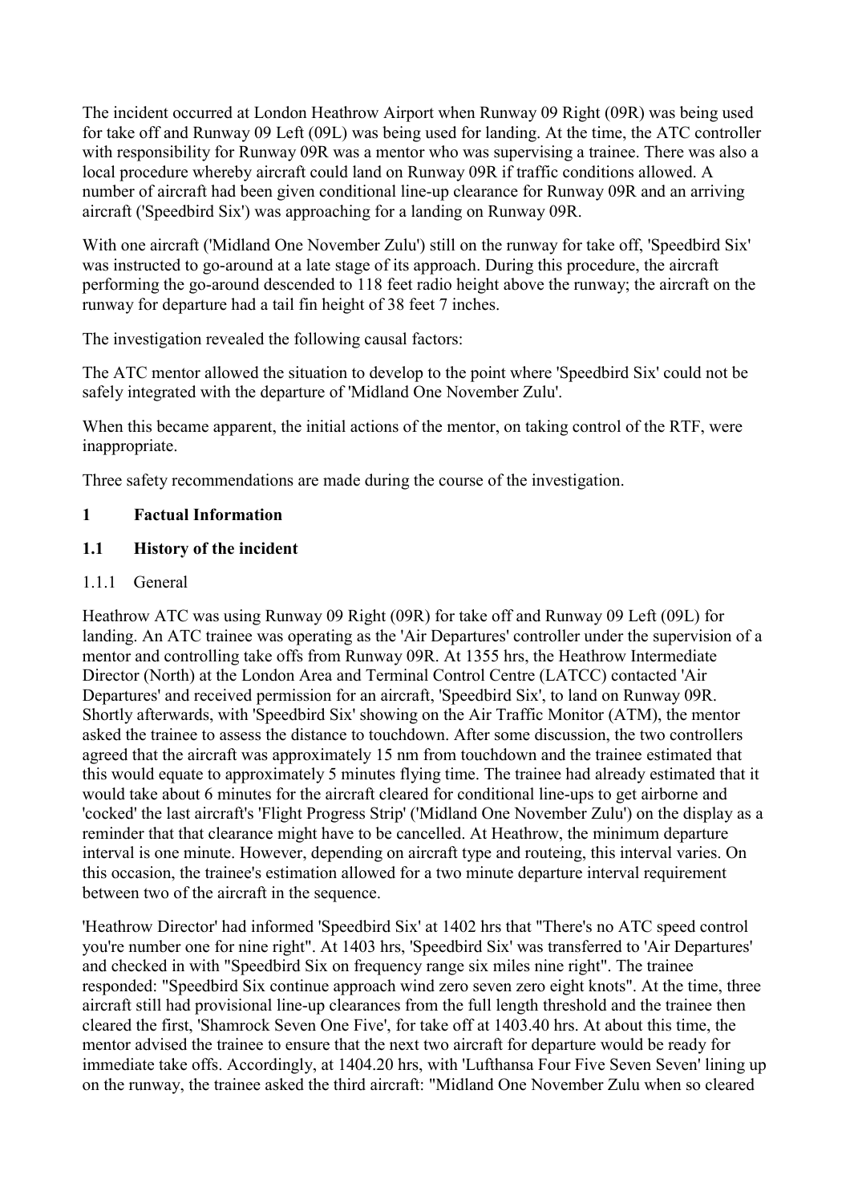The incident occurred at London Heathrow Airport when Runway 09 Right (09R) was being used for take off and Runway 09 Left (09L) was being used for landing. At the time, the ATC controller with responsibility for Runway 09R was a mentor who was supervising a trainee. There was also a local procedure whereby aircraft could land on Runway 09R if traffic conditions allowed. A number of aircraft had been given conditional line-up clearance for Runway 09R and an arriving aircraft ('Speedbird Six') was approaching for a landing on Runway 09R.

With one aircraft ('Midland One November Zulu') still on the runway for take off, 'Speedbird Six' was instructed to go-around at a late stage of its approach. During this procedure, the aircraft performing the go-around descended to 118 feet radio height above the runway; the aircraft on the runway for departure had a tail fin height of 38 feet 7 inches.

The investigation revealed the following causal factors:

The ATC mentor allowed the situation to develop to the point where 'Speedbird Six' could not be safely integrated with the departure of 'Midland One November Zulu'.

When this became apparent, the initial actions of the mentor, on taking control of the RTF, were inappropriate.

Three safety recommendations are made during the course of the investigation.

# 1 Factual Information

## 1.1 History of the incident

### 1.1.1 General

Heathrow ATC was using Runway 09 Right (09R) for take off and Runway 09 Left (09L) for landing. An ATC trainee was operating as the 'Air Departures' controller under the supervision of a mentor and controlling take offs from Runway 09R. At 1355 hrs, the Heathrow Intermediate Director (North) at the London Area and Terminal Control Centre (LATCC) contacted 'Air Departures' and received permission for an aircraft, 'Speedbird Six', to land on Runway 09R. Shortly afterwards, with 'Speedbird Six' showing on the Air Traffic Monitor (ATM), the mentor asked the trainee to assess the distance to touchdown. After some discussion, the two controllers agreed that the aircraft was approximately 15 nm from touchdown and the trainee estimated that this would equate to approximately 5 minutes flying time. The trainee had already estimated that it would take about 6 minutes for the aircraft cleared for conditional line-ups to get airborne and 'cocked' the last aircraft's 'Flight Progress Strip' ('Midland One November Zulu') on the display as a reminder that that clearance might have to be cancelled. At Heathrow, the minimum departure interval is one minute. However, depending on aircraft type and routeing, this interval varies. On this occasion, the trainee's estimation allowed for a two minute departure interval requirement between two of the aircraft in the sequence.

'Heathrow Director' had informed 'Speedbird Six' at 1402 hrs that "There's no ATC speed control you're number one for nine right". At 1403 hrs, 'Speedbird Six' was transferred to 'Air Departures' and checked in with "Speedbird Six on frequency range six miles nine right". The trainee responded: "Speedbird Six continue approach wind zero seven zero eight knots". At the time, three aircraft still had provisional line-up clearances from the full length threshold and the trainee then cleared the first, 'Shamrock Seven One Five', for take off at 1403.40 hrs. At about this time, the mentor advised the trainee to ensure that the next two aircraft for departure would be ready for immediate take offs. Accordingly, at 1404.20 hrs, with 'Lufthansa Four Five Seven Seven' lining up on the runway, the trainee asked the third aircraft: "Midland One November Zulu when so cleared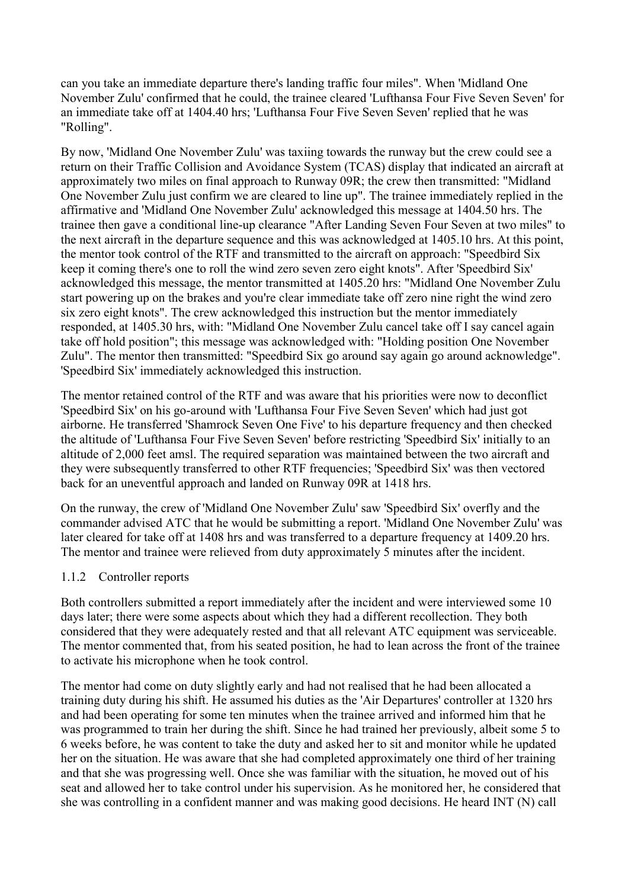can you take an immediate departure there's landing traffic four miles". When 'Midland One November Zulu' confirmed that he could, the trainee cleared 'Lufthansa Four Five Seven Seven' for an immediate take off at 1404.40 hrs; 'Lufthansa Four Five Seven Seven' replied that he was "Rolling".

By now, 'Midland One November Zulu' was taxiing towards the runway but the crew could see a return on their Traffic Collision and Avoidance System (TCAS) display that indicated an aircraft at approximately two miles on final approach to Runway 09R; the crew then transmitted: "Midland One November Zulu just confirm we are cleared to line up". The trainee immediately replied in the affirmative and 'Midland One November Zulu' acknowledged this message at 1404.50 hrs. The trainee then gave a conditional line-up clearance "After Landing Seven Four Seven at two miles" to the next aircraft in the departure sequence and this was acknowledged at 1405.10 hrs. At this point, the mentor took control of the RTF and transmitted to the aircraft on approach: "Speedbird Six keep it coming there's one to roll the wind zero seven zero eight knots". After 'Speedbird Six' acknowledged this message, the mentor transmitted at 1405.20 hrs: "Midland One November Zulu start powering up on the brakes and you're clear immediate take off zero nine right the wind zero six zero eight knots". The crew acknowledged this instruction but the mentor immediately responded, at 1405.30 hrs, with: "Midland One November Zulu cancel take off I say cancel again take off hold position"; this message was acknowledged with: "Holding position One November Zulu". The mentor then transmitted: "Speedbird Six go around say again go around acknowledge". 'Speedbird Six' immediately acknowledged this instruction.

The mentor retained control of the RTF and was aware that his priorities were now to deconflict 'Speedbird Six' on his go-around with 'Lufthansa Four Five Seven Seven' which had just got airborne. He transferred 'Shamrock Seven One Five' to his departure frequency and then checked the altitude of 'Lufthansa Four Five Seven Seven' before restricting 'Speedbird Six' initially to an altitude of 2,000 feet amsl. The required separation was maintained between the two aircraft and they were subsequently transferred to other RTF frequencies; 'Speedbird Six' was then vectored back for an uneventful approach and landed on Runway 09R at 1418 hrs.

On the runway, the crew of 'Midland One November Zulu' saw 'Speedbird Six' overfly and the commander advised ATC that he would be submitting a report. 'Midland One November Zulu' was later cleared for take off at 1408 hrs and was transferred to a departure frequency at 1409.20 hrs. The mentor and trainee were relieved from duty approximately 5 minutes after the incident.

### 1.1.2 Controller reports

Both controllers submitted a report immediately after the incident and were interviewed some 10 days later; there were some aspects about which they had a different recollection. They both considered that they were adequately rested and that all relevant ATC equipment was serviceable. The mentor commented that, from his seated position, he had to lean across the front of the trainee to activate his microphone when he took control.

The mentor had come on duty slightly early and had not realised that he had been allocated a training duty during his shift. He assumed his duties as the 'Air Departures' controller at 1320 hrs and had been operating for some ten minutes when the trainee arrived and informed him that he was programmed to train her during the shift. Since he had trained her previously, albeit some 5 to 6 weeks before, he was content to take the duty and asked her to sit and monitor while he updated her on the situation. He was aware that she had completed approximately one third of her training and that she was progressing well. Once she was familiar with the situation, he moved out of his seat and allowed her to take control under his supervision. As he monitored her, he considered that she was controlling in a confident manner and was making good decisions. He heard INT (N) call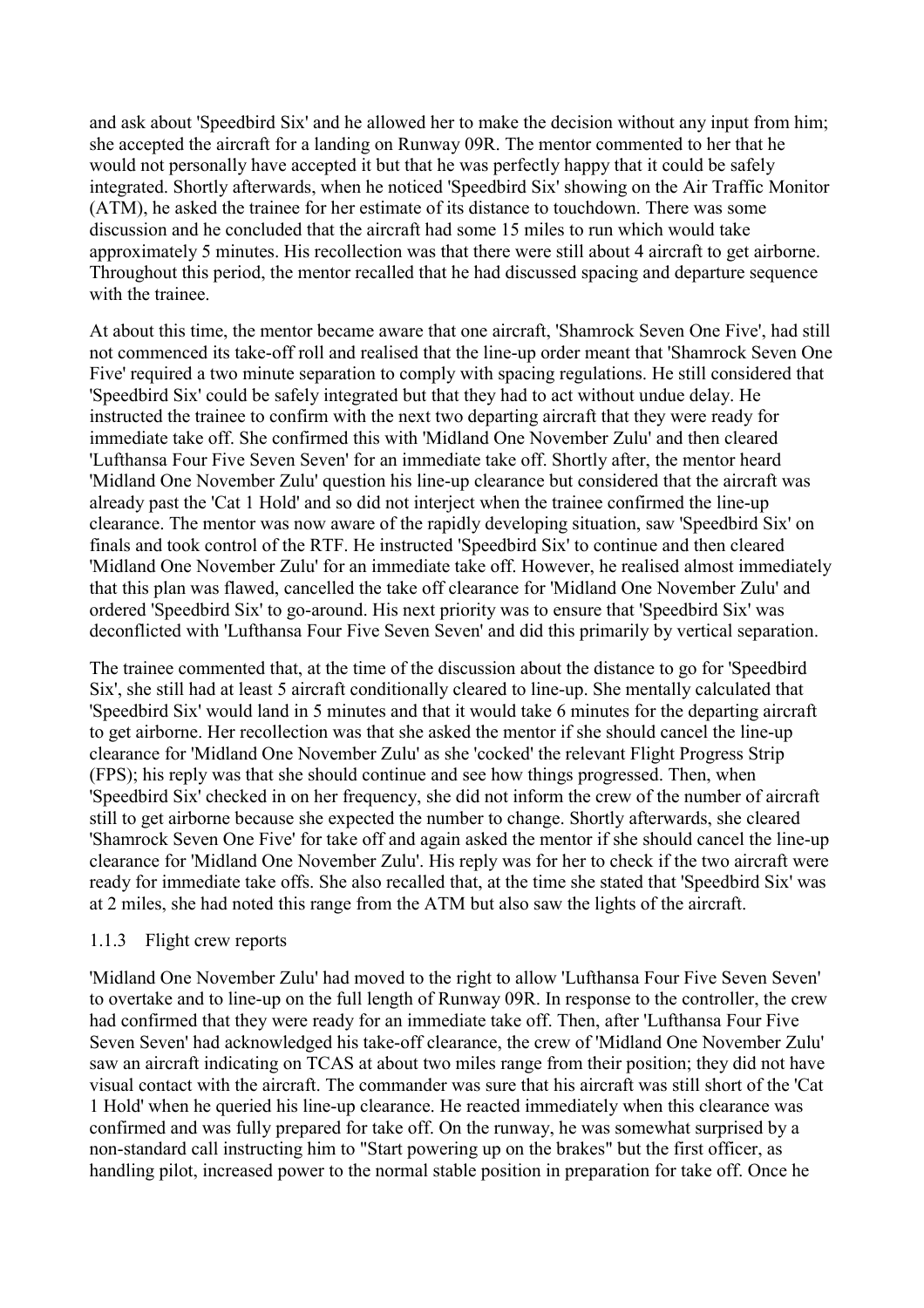and ask about 'Speedbird Six' and he allowed her to make the decision without any input from him; she accepted the aircraft for a landing on Runway 09R. The mentor commented to her that he would not personally have accepted it but that he was perfectly happy that it could be safely integrated. Shortly afterwards, when he noticed 'Speedbird Six' showing on the Air Traffic Monitor (ATM), he asked the trainee for her estimate of its distance to touchdown. There was some discussion and he concluded that the aircraft had some 15 miles to run which would take approximately 5 minutes. His recollection was that there were still about 4 aircraft to get airborne. Throughout this period, the mentor recalled that he had discussed spacing and departure sequence with the trainee.

At about this time, the mentor became aware that one aircraft, 'Shamrock Seven One Five', had still not commenced its take-off roll and realised that the line-up order meant that 'Shamrock Seven One Five' required a two minute separation to comply with spacing regulations. He still considered that 'Speedbird Six' could be safely integrated but that they had to act without undue delay. He instructed the trainee to confirm with the next two departing aircraft that they were ready for immediate take off. She confirmed this with 'Midland One November Zulu' and then cleared 'Lufthansa Four Five Seven Seven' for an immediate take off. Shortly after, the mentor heard 'Midland One November Zulu' question his line-up clearance but considered that the aircraft was already past the 'Cat 1 Hold' and so did not interject when the trainee confirmed the line-up clearance. The mentor was now aware of the rapidly developing situation, saw 'Speedbird Six' on finals and took control of the RTF. He instructed 'Speedbird Six' to continue and then cleared 'Midland One November Zulu' for an immediate take off. However, he realised almost immediately that this plan was flawed, cancelled the take off clearance for 'Midland One November Zulu' and ordered 'Speedbird Six' to go-around. His next priority was to ensure that 'Speedbird Six' was deconflicted with 'Lufthansa Four Five Seven Seven' and did this primarily by vertical separation.

The trainee commented that, at the time of the discussion about the distance to go for 'Speedbird Six', she still had at least 5 aircraft conditionally cleared to line-up. She mentally calculated that 'Speedbird Six' would land in 5 minutes and that it would take 6 minutes for the departing aircraft to get airborne. Her recollection was that she asked the mentor if she should cancel the line-up clearance for 'Midland One November Zulu' as she 'cocked' the relevant Flight Progress Strip (FPS); his reply was that she should continue and see how things progressed. Then, when 'Speedbird Six' checked in on her frequency, she did not inform the crew of the number of aircraft still to get airborne because she expected the number to change. Shortly afterwards, she cleared 'Shamrock Seven One Five' for take off and again asked the mentor if she should cancel the line-up clearance for 'Midland One November Zulu'. His reply was for her to check if the two aircraft were ready for immediate take offs. She also recalled that, at the time she stated that 'Speedbird Six' was at 2 miles, she had noted this range from the ATM but also saw the lights of the aircraft.

### 1.1.3 Flight crew reports

'Midland One November Zulu' had moved to the right to allow 'Lufthansa Four Five Seven Seven' to overtake and to line-up on the full length of Runway 09R. In response to the controller, the crew had confirmed that they were ready for an immediate take off. Then, after 'Lufthansa Four Five Seven Seven' had acknowledged his take-off clearance, the crew of 'Midland One November Zulu' saw an aircraft indicating on TCAS at about two miles range from their position; they did not have visual contact with the aircraft. The commander was sure that his aircraft was still short of the 'Cat 1 Hold' when he queried his line-up clearance. He reacted immediately when this clearance was confirmed and was fully prepared for take off. On the runway, he was somewhat surprised by a non-standard call instructing him to "Start powering up on the brakes" but the first officer, as handling pilot, increased power to the normal stable position in preparation for take off. Once he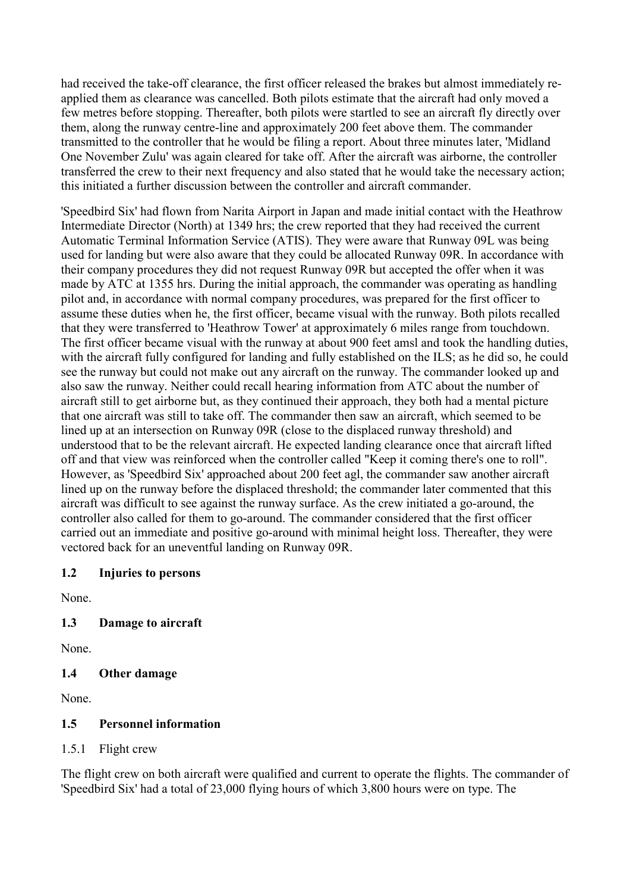had received the take-off clearance, the first officer released the brakes but almost immediately re-applied them as clearance was cancelled. Both pilots estimate that the aircraft had only moved a few metres before stopping. Thereafter, both pilots were startled to see an aircraft fly directly over them, along the runway centre-line and approximately 200 feet above them. The commander transmitted to the controller that he would be filing a report. About three minutes later, 'Midland One November Zulu' was again cleared for take off. After the aircraft was airborne, the controller transferred the crew to their next frequency and also stated that he would take the necessary action; this initiated a further discussion between the controller and aircraft commander.

'Speedbird Six' had flown from Narita Airport in Japan and made initial contact with the Heathrow Intermediate Director (North) at 1349 hrs; the crew reported that they had received the current Automatic Terminal Information Service (ATIS). They were aware that Runway 09L was being used for landing but were also aware that they could be allocated Runway 09R. In accordance with their company procedures they did not request Runway 09R but accepted the offer when it was made by ATC at 1355 hrs. During the initial approach, the commander was operating as handling pilot and, in accordance with normal company procedures, was prepared for the first officer to assume these duties when he, the first officer, became visual with the runway. Both pilots recalled that they were transferred to 'Heathrow Tower' at approximately 6 miles range from touchdown. The first officer became visual with the runway at about 900 feet amsl and took the handling duties, with the aircraft fully configured for landing and fully established on the ILS; as he did so, he could see the runway but could not make out any aircraft on the runway. The commander looked up and also saw the runway. Neither could recall hearing information from ATC about the number of aircraft still to get airborne but, as they continued their approach, they both had a mental picture that one aircraft was still to take off. The commander then saw an aircraft, which seemed to be lined up at an intersection on Runway 09R (close to the displaced runway threshold) and understood that to be the relevant aircraft. He expected landing clearance once that aircraft lifted off and that view was reinforced when the controller called "Keep it coming there's one to roll". However, as 'Speedbird Six' approached about 200 feet agl, the commander saw another aircraft lined up on the runway before the displaced threshold; the commander later commented that this aircraft was difficult to see against the runway surface. As the crew initiated a go-around, the controller also called for them to go-around. The commander considered that the first officer carried out an immediate and positive go-around with minimal height loss. Thereafter, they were vectored back for an uneventful landing on Runway 09R.

### 1.2 Injuries to persons

None.

### 1.3 Damage to aircraft

None.

### 1.4 Other damage

None.

### 1.5 Personnel information

#### 1.5.1 Flight crew

The flight crew on both aircraft were qualified and current to operate the flights. The commander of 'Speedbird Six' had a total of 23,000 flying hours of which 3,800 hours were on type. The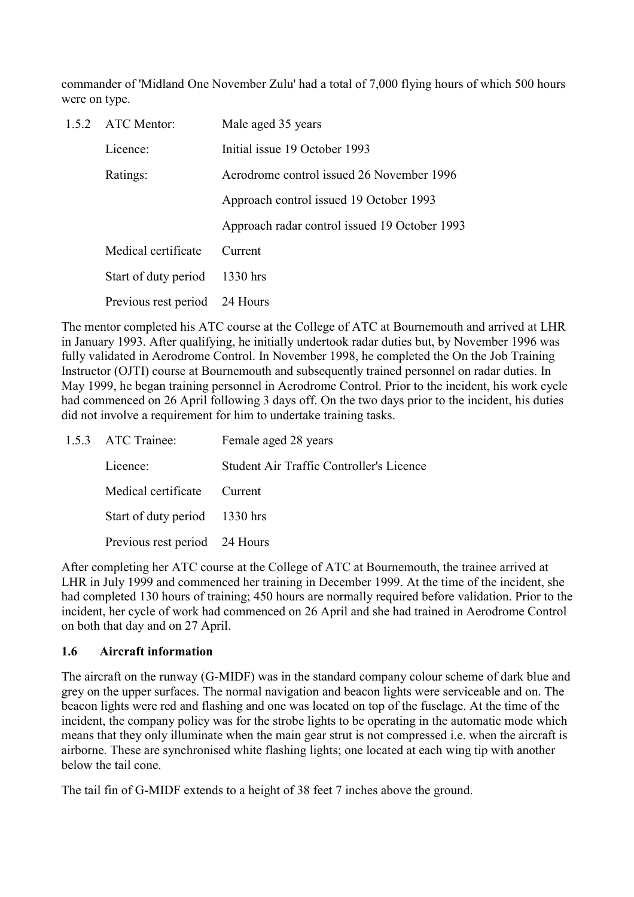commander of 'Midland One November Zulu' had a total of 7,000 flying hours of which 500 hours were on type.

| 1.5.2 | ATC Mentor: | Male aged 35 years |
|---|---|---|
| | Licence: | Initial issue 19 October 1993 |
| | Ratings: | Aerodrome control issued 26 November 1996 |
| | | Approach control issued 19 October 1993 |
| | | Approach radar control issued 19 October 1993 |
| | Medical certificate | Current |
| | Start of duty period | 1330 hrs |
| | Previous rest period | 24 Hours |

The mentor completed his ATC course at the College of ATC at Bournemouth and arrived at LHR in January 1993. After qualifying, he initially undertook radar duties but, by November 1996 was fully validated in Aerodrome Control. In November 1998, he completed the On the Job Training Instructor (OJTI) course at Bournemouth and subsequently trained personnel on radar duties. In May 1999, he began training personnel in Aerodrome Control. Prior to the incident, his work cycle had commenced on 26 April following 3 days off. On the two days prior to the incident, his duties did not involve a requirement for him to undertake training tasks.

| 1.5.3 | ATC Trainee: | Female aged 28 years |
|---|---|---|
| | Licence: | Student Air Traffic Controller's Licence |
| | Medical certificate | Current |
| | Start of duty period | 1330 hrs |
| | Previous rest period | 24 Hours |

After completing her ATC course at the College of ATC at Bournemouth, the trainee arrived at LHR in July 1999 and commenced her training in December 1999. At the time of the incident, she had completed 130 hours of training; 450 hours are normally required before validation. Prior to the incident, her cycle of work had commenced on 26 April and she had trained in Aerodrome Control on both that day and on 27 April.

### 1.6 Aircraft information

The aircraft on the runway (G-MIDF) was in the standard company colour scheme of dark blue and grey on the upper surfaces. The normal navigation and beacon lights were serviceable and on. The beacon lights were red and flashing and one was located on top of the fuselage. At the time of the incident, the company policy was for the strobe lights to be operating in the automatic mode which means that they only illuminate when the main gear strut is not compressed i.e. when the aircraft is airborne. These are synchronised white flashing lights; one located at each wing tip with another below the tail cone.

The tail fin of G-MIDF extends to a height of 38 feet 7 inches above the ground.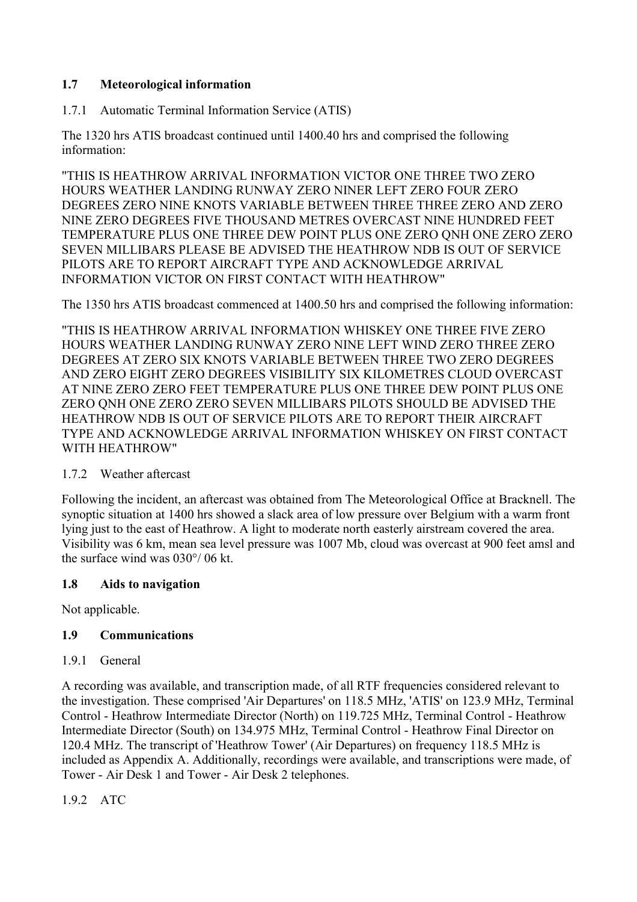## 1.7 Meteorological information

### 1.7.1 Automatic Terminal Information Service (ATIS)

The 1320 hrs ATIS broadcast continued until 1400.40 hrs and comprised the following information:

"THIS IS HEATHROW ARRIVAL INFORMATION VICTOR ONE THREE TWO ZERO HOURS WEATHER LANDING RUNWAY ZERO NINER LEFT ZERO FOUR ZERO DEGREES ZERO NINE KNOTS VARIABLE BETWEEN THREE THREE ZERO AND ZERO NINE ZERO DEGREES FIVE THOUSAND METRES OVERCAST NINE HUNDRED FEET TEMPERATURE PLUS ONE THREE DEW POINT PLUS ONE ZERO QNH ONE ZERO ZERO SEVEN MILLIBARS PLEASE BE ADVISED THE HEATHROW NDB IS OUT OF SERVICE PILOTS ARE TO REPORT AIRCRAFT TYPE AND ACKNOWLEDGE ARRIVAL INFORMATION VICTOR ON FIRST CONTACT WITH HEATHROW"

The 1350 hrs ATIS broadcast commenced at 1400.50 hrs and comprised the following information:

"THIS IS HEATHROW ARRIVAL INFORMATION WHISKEY ONE THREE FIVE ZERO HOURS WEATHER LANDING RUNWAY ZERO NINE LEFT WIND ZERO THREE ZERO DEGREES AT ZERO SIX KNOTS VARIABLE BETWEEN THREE TWO ZERO DEGREES AND ZERO EIGHT ZERO DEGREES VISIBILITY SIX KILOMETRES CLOUD OVERCAST AT NINE ZERO ZERO FEET TEMPERATURE PLUS ONE THREE DEW POINT PLUS ONE ZERO QNH ONE ZERO ZERO SEVEN MILLIBARS PILOTS SHOULD BE ADVISED THE HEATHROW NDB IS OUT OF SERVICE PILOTS ARE TO REPORT THEIR AIRCRAFT TYPE AND ACKNOWLEDGE ARRIVAL INFORMATION WHISKEY ON FIRST CONTACT WITH HEATHROW"

### 1.7.2 Weather aftercast

Following the incident, an aftercast was obtained from The Meteorological Office at Bracknell. The synoptic situation at 1400 hrs showed a slack area of low pressure over Belgium with a warm front lying just to the east of Heathrow. A light to moderate north easterly airstream covered the area. Visibility was 6 km, mean sea level pressure was 1007 Mb, cloud was overcast at 900 feet amsl and the surface wind was 030°/ 06 kt.

## 1.8 Aids to navigation

Not applicable.

## 1.9 Communications

### 1.9.1 General

A recording was available, and transcription made, of all RTF frequencies considered relevant to the investigation. These comprised 'Air Departures' on 118.5 MHz, 'ATIS' on 123.9 MHz, Terminal Control - Heathrow Intermediate Director (North) on 119.725 MHz, Terminal Control - Heathrow Intermediate Director (South) on 134.975 MHz, Terminal Control - Heathrow Final Director on 120.4 MHz. The transcript of 'Heathrow Tower' (Air Departures) on frequency 118.5 MHz is included as Appendix A. Additionally, recordings were available, and transcriptions were made, of Tower - Air Desk 1 and Tower - Air Desk 2 telephones.

### 1.9.2 ATC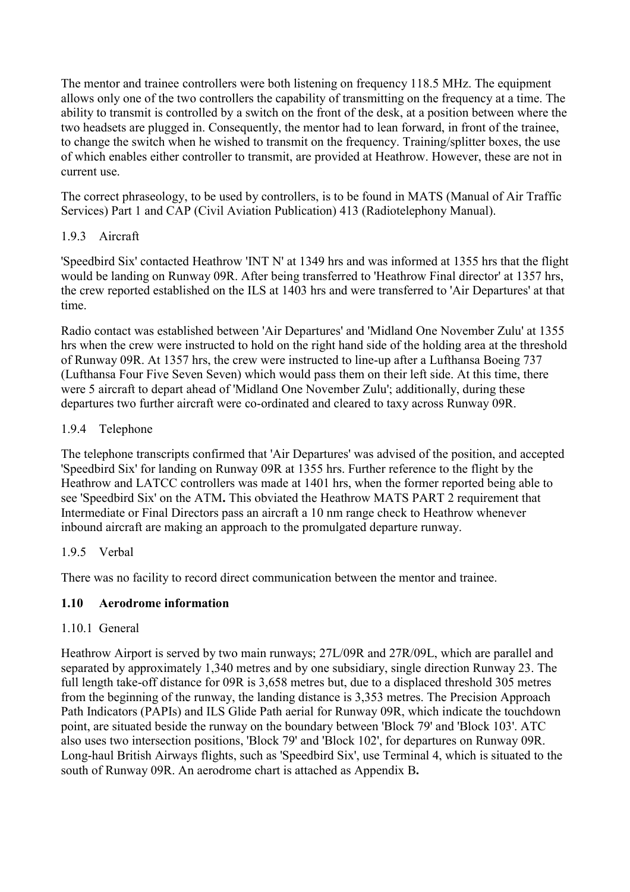The mentor and trainee controllers were both listening on frequency 118.5 MHz. The equipment allows only one of the two controllers the capability of transmitting on the frequency at a time. The ability to transmit is controlled by a switch on the front of the desk, at a position between where the two headsets are plugged in. Consequently, the mentor had to lean forward, in front of the trainee, to change the switch when he wished to transmit on the frequency. Training/splitter boxes, the use of which enables either controller to transmit, are provided at Heathrow. However, these are not in current use.

The correct phraseology, to be used by controllers, is to be found in MATS (Manual of Air Traffic Services) Part 1 and CAP (Civil Aviation Publication) 413 (Radiotelephony Manual).

#### 1.9.3 Aircraft

'Speedbird Six' contacted Heathrow 'INT N' at 1349 hrs and was informed at 1355 hrs that the flight would be landing on Runway 09R. After being transferred to 'Heathrow Final director' at 1357 hrs, the crew reported established on the ILS at 1403 hrs and were transferred to 'Air Departures' at that time.

Radio contact was established between 'Air Departures' and 'Midland One November Zulu' at 1355 hrs when the crew were instructed to hold on the right hand side of the holding area at the threshold of Runway 09R. At 1357 hrs, the crew were instructed to line-up after a Lufthansa Boeing 737 (Lufthansa Four Five Seven Seven) which would pass them on their left side. At this time, there were 5 aircraft to depart ahead of 'Midland One November Zulu'; additionally, during these departures two further aircraft were co-ordinated and cleared to taxy across Runway 09R.

#### 1.9.4 Telephone

The telephone transcripts confirmed that 'Air Departures' was advised of the position, and accepted 'Speedbird Six' for landing on Runway 09R at 1355 hrs. Further reference to the flight by the Heathrow and LATCC controllers was made at 1401 hrs, when the former reported being able to see 'Speedbird Six' on the ATM**.** This obviated the Heathrow MATS PART 2 requirement that Intermediate or Final Directors pass an aircraft a 10 nm range check to Heathrow whenever inbound aircraft are making an approach to the promulgated departure runway.

#### 1.9.5 Verbal

There was no facility to record direct communication between the mentor and trainee.

### 1.10 Aerodrome information

#### 1.10.1 General

Heathrow Airport is served by two main runways; 27L/09R and 27R/09L, which are parallel and separated by approximately 1,340 metres and by one subsidiary, single direction Runway 23. The full length take-off distance for 09R is 3,658 metres but, due to a displaced threshold 305 metres from the beginning of the runway, the landing distance is 3,353 metres. The Precision Approach Path Indicators (PAPIs) and ILS Glide Path aerial for Runway 09R, which indicate the touchdown point, are situated beside the runway on the boundary between 'Block 79' and 'Block 103'. ATC also uses two intersection positions, 'Block 79' and 'Block 102', for departures on Runway 09R. Long-haul British Airways flights, such as 'Speedbird Six', use Terminal 4, which is situated to the south of Runway 09R. An aerodrome chart is attached as Appendix B**.**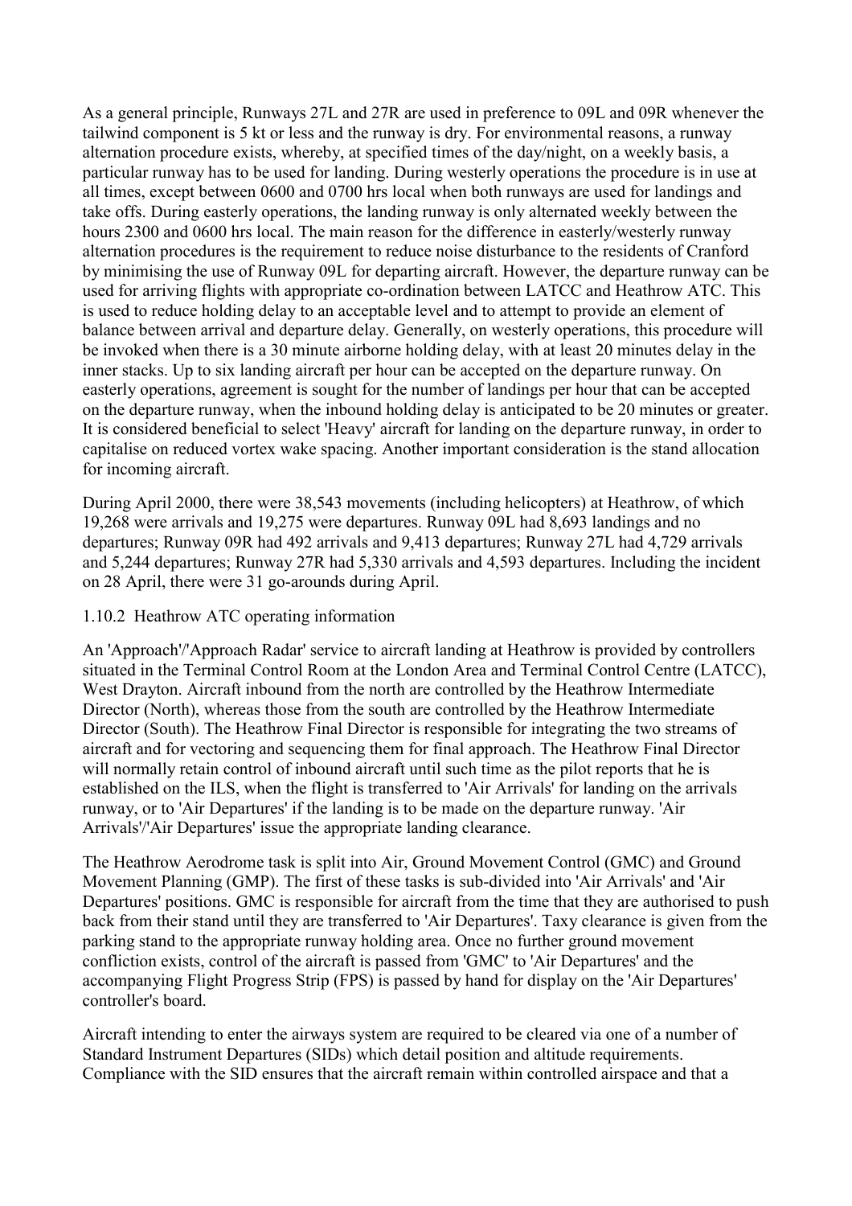As a general principle, Runways 27L and 27R are used in preference to 09L and 09R whenever the tailwind component is 5 kt or less and the runway is dry. For environmental reasons, a runway alternation procedure exists, whereby, at specified times of the day/night, on a weekly basis, a particular runway has to be used for landing. During westerly operations the procedure is in use at all times, except between 0600 and 0700 hrs local when both runways are used for landings and take offs. During easterly operations, the landing runway is only alternated weekly between the hours 2300 and 0600 hrs local. The main reason for the difference in easterly/westerly runway alternation procedures is the requirement to reduce noise disturbance to the residents of Cranford by minimising the use of Runway 09L for departing aircraft. However, the departure runway can be used for arriving flights with appropriate co-ordination between LATCC and Heathrow ATC. This is used to reduce holding delay to an acceptable level and to attempt to provide an element of balance between arrival and departure delay. Generally, on westerly operations, this procedure will be invoked when there is a 30 minute airborne holding delay, with at least 20 minutes delay in the inner stacks. Up to six landing aircraft per hour can be accepted on the departure runway. On easterly operations, agreement is sought for the number of landings per hour that can be accepted on the departure runway, when the inbound holding delay is anticipated to be 20 minutes or greater. It is considered beneficial to select 'Heavy' aircraft for landing on the departure runway, in order to capitalise on reduced vortex wake spacing. Another important consideration is the stand allocation for incoming aircraft.

During April 2000, there were 38,543 movements (including helicopters) at Heathrow, of which 19,268 were arrivals and 19,275 were departures. Runway 09L had 8,693 landings and no departures; Runway 09R had 492 arrivals and 9,413 departures; Runway 27L had 4,729 arrivals and 5,244 departures; Runway 27R had 5,330 arrivals and 4,593 departures. Including the incident on 28 April, there were 31 go-arounds during April.

### 1.10.2 Heathrow ATC operating information

An 'Approach'/'Approach Radar' service to aircraft landing at Heathrow is provided by controllers situated in the Terminal Control Room at the London Area and Terminal Control Centre (LATCC), West Drayton. Aircraft inbound from the north are controlled by the Heathrow Intermediate Director (North), whereas those from the south are controlled by the Heathrow Intermediate Director (South). The Heathrow Final Director is responsible for integrating the two streams of aircraft and for vectoring and sequencing them for final approach. The Heathrow Final Director will normally retain control of inbound aircraft until such time as the pilot reports that he is established on the ILS, when the flight is transferred to 'Air Arrivals' for landing on the arrivals runway, or to 'Air Departures' if the landing is to be made on the departure runway. 'Air Arrivals'/'Air Departures' issue the appropriate landing clearance.

The Heathrow Aerodrome task is split into Air, Ground Movement Control (GMC) and Ground Movement Planning (GMP). The first of these tasks is sub-divided into 'Air Arrivals' and 'Air Departures' positions. GMC is responsible for aircraft from the time that they are authorised to push back from their stand until they are transferred to 'Air Departures'. Taxy clearance is given from the parking stand to the appropriate runway holding area. Once no further ground movement confliction exists, control of the aircraft is passed from 'GMC' to 'Air Departures' and the accompanying Flight Progress Strip (FPS) is passed by hand for display on the 'Air Departures' controller's board.

Aircraft intending to enter the airways system are required to be cleared via one of a number of Standard Instrument Departures (SIDs) which detail position and altitude requirements. Compliance with the SID ensures that the aircraft remain within controlled airspace and that a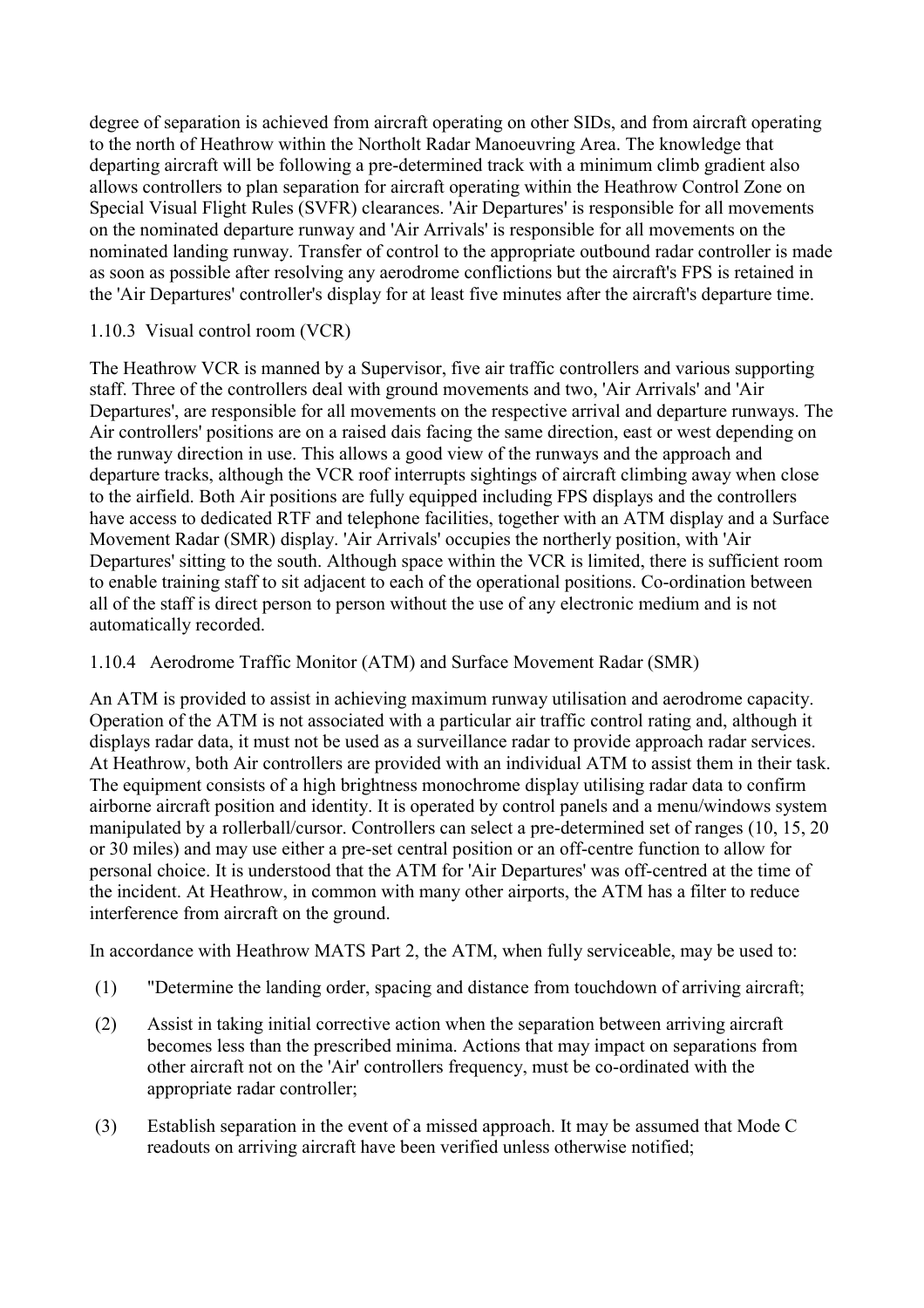degree of separation is achieved from aircraft operating on other SIDs, and from aircraft operating to the north of Heathrow within the Northolt Radar Manoeuvring Area. The knowledge that departing aircraft will be following a pre-determined track with a minimum climb gradient also allows controllers to plan separation for aircraft operating within the Heathrow Control Zone on Special Visual Flight Rules (SVFR) clearances. 'Air Departures' is responsible for all movements on the nominated departure runway and 'Air Arrivals' is responsible for all movements on the nominated landing runway. Transfer of control to the appropriate outbound radar controller is made as soon as possible after resolving any aerodrome conflictions but the aircraft's FPS is retained in the 'Air Departures' controller's display for at least five minutes after the aircraft's departure time.

### 1.10.3 Visual control room (VCR)

The Heathrow VCR is manned by a Supervisor, five air traffic controllers and various supporting staff. Three of the controllers deal with ground movements and two, 'Air Arrivals' and 'Air Departures', are responsible for all movements on the respective arrival and departure runways. The Air controllers' positions are on a raised dais facing the same direction, east or west depending on the runway direction in use. This allows a good view of the runways and the approach and departure tracks, although the VCR roof interrupts sightings of aircraft climbing away when close to the airfield. Both Air positions are fully equipped including FPS displays and the controllers have access to dedicated RTF and telephone facilities, together with an ATM display and a Surface Movement Radar (SMR) display. 'Air Arrivals' occupies the northerly position, with 'Air Departures' sitting to the south. Although space within the VCR is limited, there is sufficient room to enable training staff to sit adjacent to each of the operational positions. Co-ordination between all of the staff is direct person to person without the use of any electronic medium and is not automatically recorded.

### 1.10.4 Aerodrome Traffic Monitor (ATM) and Surface Movement Radar (SMR)

An ATM is provided to assist in achieving maximum runway utilisation and aerodrome capacity. Operation of the ATM is not associated with a particular air traffic control rating and, although it displays radar data, it must not be used as a surveillance radar to provide approach radar services. At Heathrow, both Air controllers are provided with an individual ATM to assist them in their task. The equipment consists of a high brightness monochrome display utilising radar data to confirm airborne aircraft position and identity. It is operated by control panels and a menu/windows system manipulated by a rollerball/cursor. Controllers can select a pre-determined set of ranges (10, 15, 20 or 30 miles) and may use either a pre-set central position or an off-centre function to allow for personal choice. It is understood that the ATM for 'Air Departures' was off-centred at the time of the incident. At Heathrow, in common with many other airports, the ATM has a filter to reduce interference from aircraft on the ground.

In accordance with Heathrow MATS Part 2, the ATM, when fully serviceable, may be used to:

(1) "Determine the landing order, spacing and distance from touchdown of arriving aircraft;

(2) Assist in taking initial corrective action when the separation between arriving aircraft becomes less than the prescribed minima. Actions that may impact on separations from other aircraft not on the 'Air' controllers frequency, must be co-ordinated with the appropriate radar controller;

(3) Establish separation in the event of a missed approach. It may be assumed that Mode C readouts on arriving aircraft have been verified unless otherwise notified;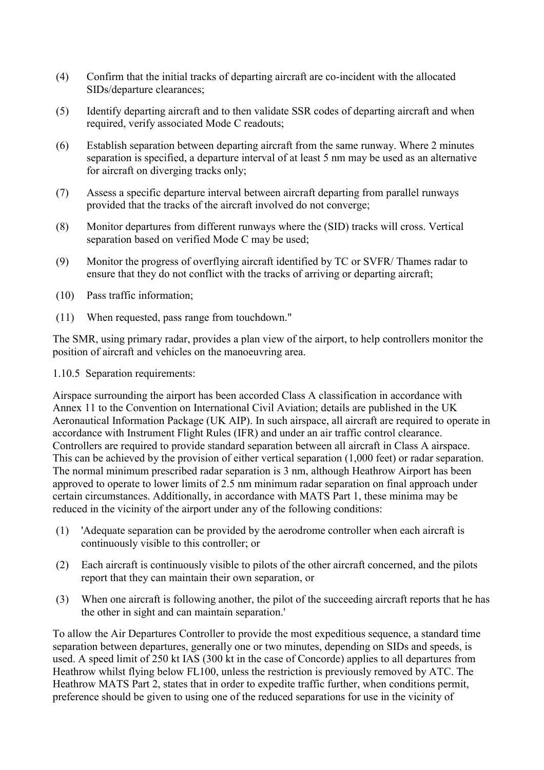(4) Confirm that the initial tracks of departing aircraft are co-incident with the allocated SIDs/departure clearances;

(5) Identify departing aircraft and to then validate SSR codes of departing aircraft and when required, verify associated Mode C readouts;

(6) Establish separation between departing aircraft from the same runway. Where 2 minutes separation is specified, a departure interval of at least 5 nm may be used as an alternative for aircraft on diverging tracks only;

(7) Assess a specific departure interval between aircraft departing from parallel runways provided that the tracks of the aircraft involved do not converge;

(8) Monitor departures from different runways where the (SID) tracks will cross. Vertical separation based on verified Mode C may be used;

(9) Monitor the progress of overflying aircraft identified by TC or SVFR/ Thames radar to ensure that they do not conflict with the tracks of arriving or departing aircraft;

(10) Pass traffic information;

(11) When requested, pass range from touchdown."

The SMR, using primary radar, provides a plan view of the airport, to help controllers monitor the position of aircraft and vehicles on the manoeuvring area.

1.10.5 Separation requirements:

Airspace surrounding the airport has been accorded Class A classification in accordance with Annex 11 to the Convention on International Civil Aviation; details are published in the UK Aeronautical Information Package (UK AIP). In such airspace, all aircraft are required to operate in accordance with Instrument Flight Rules (IFR) and under an air traffic control clearance. Controllers are required to provide standard separation between all aircraft in Class A airspace. This can be achieved by the provision of either vertical separation (1,000 feet) or radar separation. The normal minimum prescribed radar separation is 3 nm, although Heathrow Airport has been approved to operate to lower limits of 2.5 nm minimum radar separation on final approach under certain circumstances. Additionally, in accordance with MATS Part 1, these minima may be reduced in the vicinity of the airport under any of the following conditions:

(1) 'Adequate separation can be provided by the aerodrome controller when each aircraft is continuously visible to this controller; or

(2) Each aircraft is continuously visible to pilots of the other aircraft concerned, and the pilots report that they can maintain their own separation, or

(3) When one aircraft is following another, the pilot of the succeeding aircraft reports that he has the other in sight and can maintain separation.'

To allow the Air Departures Controller to provide the most expeditious sequence, a standard time separation between departures, generally one or two minutes, depending on SIDs and speeds, is used. A speed limit of 250 kt IAS (300 kt in the case of Concorde) applies to all departures from Heathrow whilst flying below FL100, unless the restriction is previously removed by ATC. The Heathrow MATS Part 2, states that in order to expedite traffic further, when conditions permit, preference should be given to using one of the reduced separations for use in the vicinity of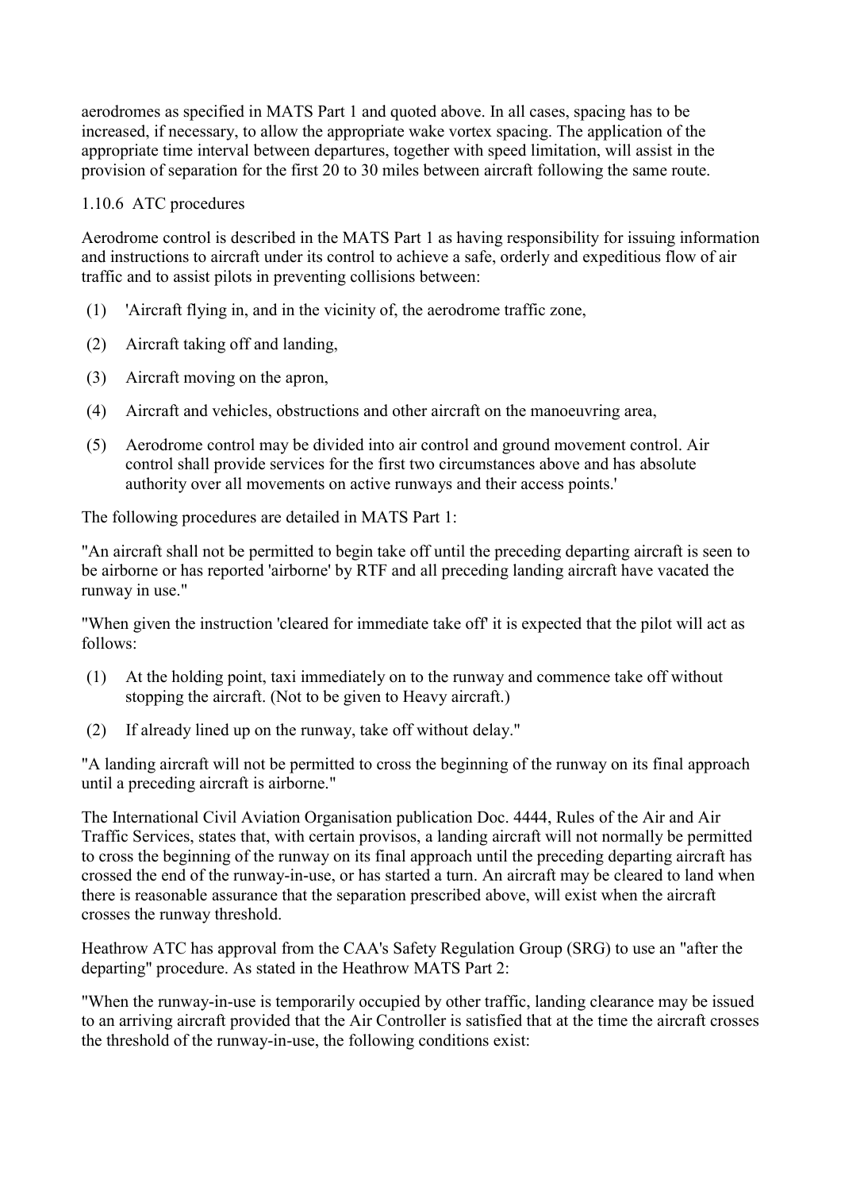aerodromes as specified in MATS Part 1 and quoted above. In all cases, spacing has to be increased, if necessary, to allow the appropriate wake vortex spacing. The application of the appropriate time interval between departures, together with speed limitation, will assist in the provision of separation for the first 20 to 30 miles between aircraft following the same route.

### 1.10.6 ATC procedures

Aerodrome control is described in the MATS Part 1 as having responsibility for issuing information and instructions to aircraft under its control to achieve a safe, orderly and expeditious flow of air traffic and to assist pilots in preventing collisions between:

(1) 'Aircraft flying in, and in the vicinity of, the aerodrome traffic zone,

(2) Aircraft taking off and landing,

(3) Aircraft moving on the apron,

(4) Aircraft and vehicles, obstructions and other aircraft on the manoeuvring area,

(5) Aerodrome control may be divided into air control and ground movement control. Air control shall provide services for the first two circumstances above and has absolute authority over all movements on active runways and their access points.'

The following procedures are detailed in MATS Part 1:

"An aircraft shall not be permitted to begin take off until the preceding departing aircraft is seen to be airborne or has reported 'airborne' by RTF and all preceding landing aircraft have vacated the runway in use."

"When given the instruction 'cleared for immediate take off' it is expected that the pilot will act as follows:

(1) At the holding point, taxi immediately on to the runway and commence take off without stopping the aircraft. (Not to be given to Heavy aircraft.)

(2) If already lined up on the runway, take off without delay."

"A landing aircraft will not be permitted to cross the beginning of the runway on its final approach until a preceding aircraft is airborne."

The International Civil Aviation Organisation publication Doc. 4444, Rules of the Air and Air Traffic Services, states that, with certain provisos, a landing aircraft will not normally be permitted to cross the beginning of the runway on its final approach until the preceding departing aircraft has crossed the end of the runway-in-use, or has started a turn. An aircraft may be cleared to land when there is reasonable assurance that the separation prescribed above, will exist when the aircraft crosses the runway threshold.

Heathrow ATC has approval from the CAA's Safety Regulation Group (SRG) to use an "after the departing" procedure. As stated in the Heathrow MATS Part 2:

"When the runway-in-use is temporarily occupied by other traffic, landing clearance may be issued to an arriving aircraft provided that the Air Controller is satisfied that at the time the aircraft crosses the threshold of the runway-in-use, the following conditions exist: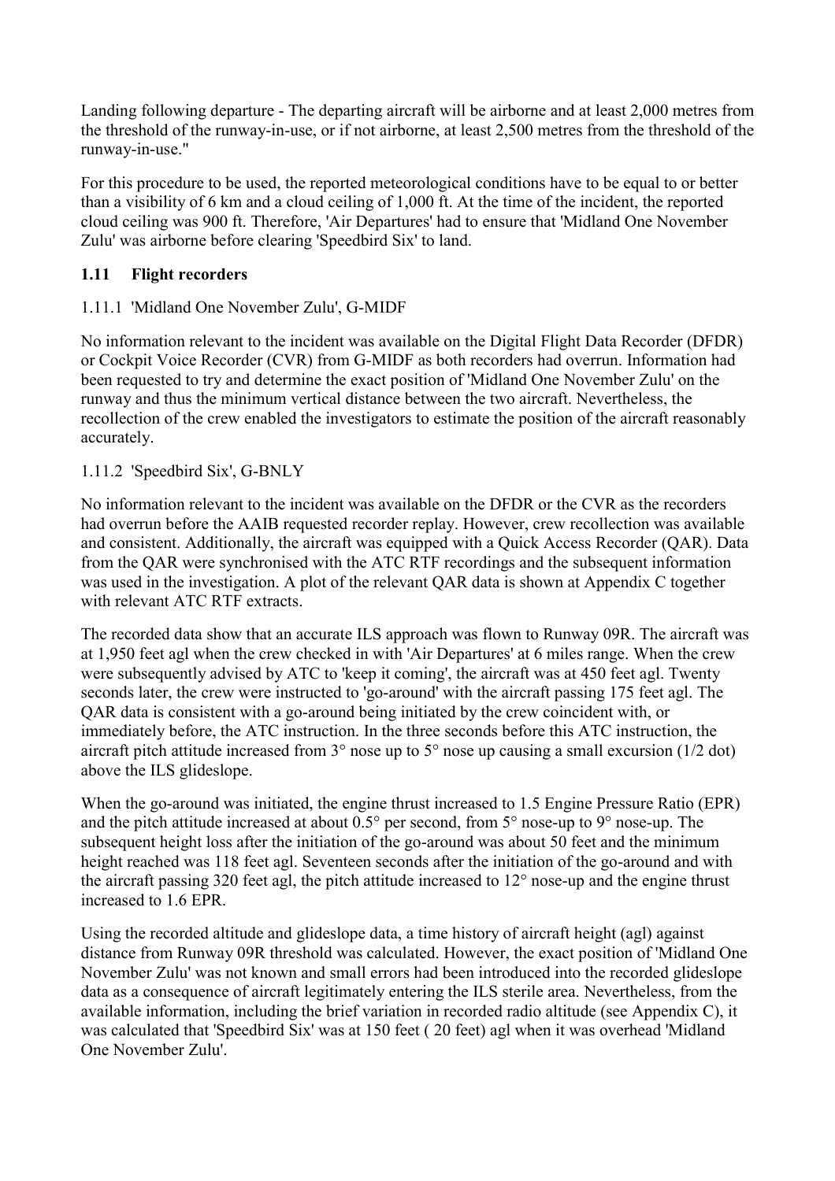Landing following departure - The departing aircraft will be airborne and at least 2,000 metres from the threshold of the runway-in-use, or if not airborne, at least 2,500 metres from the threshold of the runway-in-use."

For this procedure to be used, the reported meteorological conditions have to be equal to or better than a visibility of 6 km and a cloud ceiling of 1,000 ft. At the time of the incident, the reported cloud ceiling was 900 ft. Therefore, 'Air Departures' had to ensure that 'Midland One November Zulu' was airborne before clearing 'Speedbird Six' to land.

### 1.11 Flight recorders

1.11.1 'Midland One November Zulu', G-MIDF

No information relevant to the incident was available on the Digital Flight Data Recorder (DFDR) or Cockpit Voice Recorder (CVR) from G-MIDF as both recorders had overrun. Information had been requested to try and determine the exact position of 'Midland One November Zulu' on the runway and thus the minimum vertical distance between the two aircraft. Nevertheless, the recollection of the crew enabled the investigators to estimate the position of the aircraft reasonably accurately.

1.11.2 'Speedbird Six', G-BNLY

No information relevant to the incident was available on the DFDR or the CVR as the recorders had overrun before the AAIB requested recorder replay. However, crew recollection was available and consistent. Additionally, the aircraft was equipped with a Quick Access Recorder (QAR). Data from the QAR were synchronised with the ATC RTF recordings and the subsequent information was used in the investigation. A plot of the relevant QAR data is shown at Appendix C together with relevant ATC RTF extracts.

The recorded data show that an accurate ILS approach was flown to Runway 09R. The aircraft was at 1,950 feet agl when the crew checked in with 'Air Departures' at 6 miles range. When the crew were subsequently advised by ATC to 'keep it coming', the aircraft was at 450 feet agl. Twenty seconds later, the crew were instructed to 'go-around' with the aircraft passing 175 feet agl. The QAR data is consistent with a go-around being initiated by the crew coincident with, or immediately before, the ATC instruction. In the three seconds before this ATC instruction, the aircraft pitch attitude increased from 3° nose up to 5° nose up causing a small excursion (1/2 dot) above the ILS glideslope.

When the go-around was initiated, the engine thrust increased to 1.5 Engine Pressure Ratio (EPR) and the pitch attitude increased at about 0.5° per second, from 5° nose-up to 9° nose-up. The subsequent height loss after the initiation of the go-around was about 50 feet and the minimum height reached was 118 feet agl. Seventeen seconds after the initiation of the go-around and with the aircraft passing 320 feet agl, the pitch attitude increased to 12° nose-up and the engine thrust increased to 1.6 EPR.

Using the recorded altitude and glideslope data, a time history of aircraft height (agl) against distance from Runway 09R threshold was calculated. However, the exact position of 'Midland One November Zulu' was not known and small errors had been introduced into the recorded glideslope data as a consequence of aircraft legitimately entering the ILS sterile area. Nevertheless, from the available information, including the brief variation in recorded radio altitude (see Appendix C), it was calculated that 'Speedbird Six' was at 150 feet ( 20 feet) agl when it was overhead 'Midland One November Zulu'.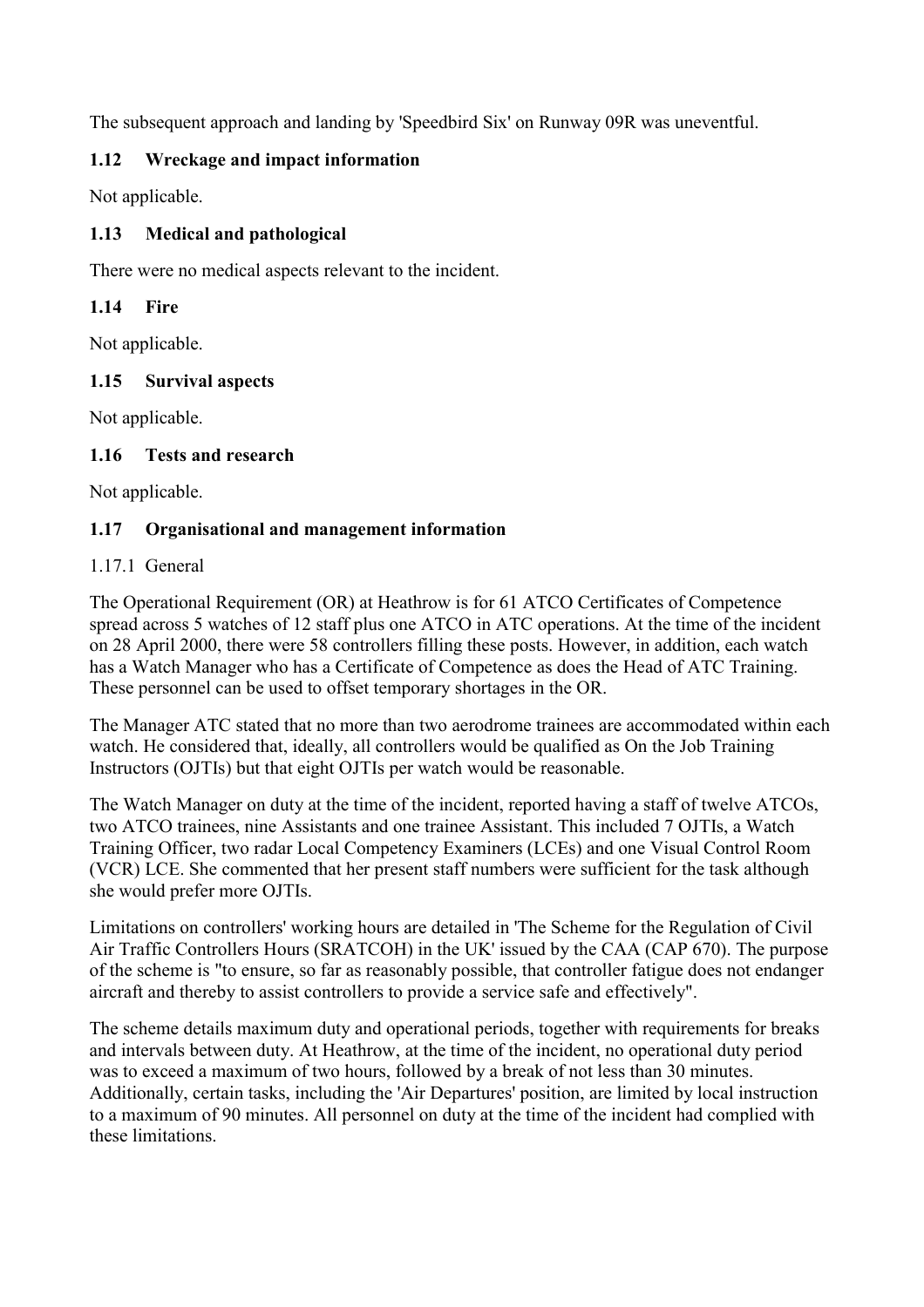The subsequent approach and landing by 'Speedbird Six' on Runway 09R was uneventful.

### 1.12 Wreckage and impact information

Not applicable.

### 1.13 Medical and pathological

There were no medical aspects relevant to the incident.

### 1.14 Fire

Not applicable.

### 1.15 Survival aspects

Not applicable.

### 1.16 Tests and research

Not applicable.

### 1.17 Organisational and management information

1.17.1 General

The Operational Requirement (OR) at Heathrow is for 61 ATCO Certificates of Competence spread across 5 watches of 12 staff plus one ATCO in ATC operations. At the time of the incident on 28 April 2000, there were 58 controllers filling these posts. However, in addition, each watch has a Watch Manager who has a Certificate of Competence as does the Head of ATC Training. These personnel can be used to offset temporary shortages in the OR.

The Manager ATC stated that no more than two aerodrome trainees are accommodated within each watch. He considered that, ideally, all controllers would be qualified as On the Job Training Instructors (OJTIs) but that eight OJTIs per watch would be reasonable.

The Watch Manager on duty at the time of the incident, reported having a staff of twelve ATCOs, two ATCO trainees, nine Assistants and one trainee Assistant. This included 7 OJTIs, a Watch Training Officer, two radar Local Competency Examiners (LCEs) and one Visual Control Room (VCR) LCE. She commented that her present staff numbers were sufficient for the task although she would prefer more OJTIs.

Limitations on controllers' working hours are detailed in 'The Scheme for the Regulation of Civil Air Traffic Controllers Hours (SRATCOH) in the UK' issued by the CAA (CAP 670). The purpose of the scheme is "to ensure, so far as reasonably possible, that controller fatigue does not endanger aircraft and thereby to assist controllers to provide a service safe and effectively".

The scheme details maximum duty and operational periods, together with requirements for breaks and intervals between duty. At Heathrow, at the time of the incident, no operational duty period was to exceed a maximum of two hours, followed by a break of not less than 30 minutes. Additionally, certain tasks, including the 'Air Departures' position, are limited by local instruction to a maximum of 90 minutes. All personnel on duty at the time of the incident had complied with these limitations.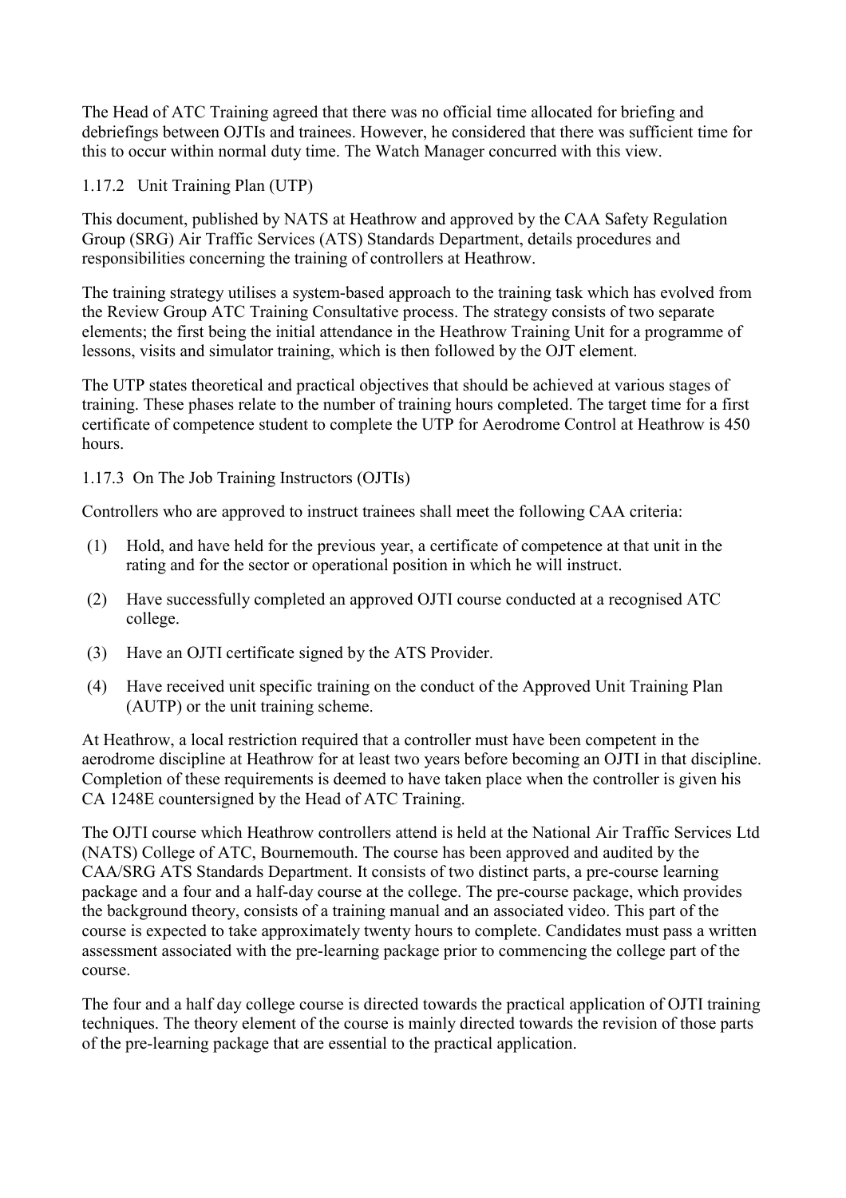The Head of ATC Training agreed that there was no official time allocated for briefing and debriefings between OJTIs and trainees. However, he considered that there was sufficient time for this to occur within normal duty time. The Watch Manager concurred with this view.

### 1.17.2 Unit Training Plan (UTP)

This document, published by NATS at Heathrow and approved by the CAA Safety Regulation Group (SRG) Air Traffic Services (ATS) Standards Department, details procedures and responsibilities concerning the training of controllers at Heathrow.

The training strategy utilises a system-based approach to the training task which has evolved from the Review Group ATC Training Consultative process. The strategy consists of two separate elements; the first being the initial attendance in the Heathrow Training Unit for a programme of lessons, visits and simulator training, which is then followed by the OJT element.

The UTP states theoretical and practical objectives that should be achieved at various stages of training. These phases relate to the number of training hours completed. The target time for a first certificate of competence student to complete the UTP for Aerodrome Control at Heathrow is 450 hours.

### 1.17.3 On The Job Training Instructors (OJTIs)

Controllers who are approved to instruct trainees shall meet the following CAA criteria:

(1) Hold, and have held for the previous year, a certificate of competence at that unit in the rating and for the sector or operational position in which he will instruct.

(2) Have successfully completed an approved OJTI course conducted at a recognised ATC college.

(3) Have an OJTI certificate signed by the ATS Provider.

(4) Have received unit specific training on the conduct of the Approved Unit Training Plan (AUTP) or the unit training scheme.

At Heathrow, a local restriction required that a controller must have been competent in the aerodrome discipline at Heathrow for at least two years before becoming an OJTI in that discipline. Completion of these requirements is deemed to have taken place when the controller is given his CA 1248E countersigned by the Head of ATC Training.

The OJTI course which Heathrow controllers attend is held at the National Air Traffic Services Ltd (NATS) College of ATC, Bournemouth. The course has been approved and audited by the CAA/SRG ATS Standards Department. It consists of two distinct parts, a pre-course learning package and a four and a half-day course at the college. The pre-course package, which provides the background theory, consists of a training manual and an associated video. This part of the course is expected to take approximately twenty hours to complete. Candidates must pass a written assessment associated with the pre-learning package prior to commencing the college part of the course.

The four and a half day college course is directed towards the practical application of OJTI training techniques. The theory element of the course is mainly directed towards the revision of those parts of the pre-learning package that are essential to the practical application.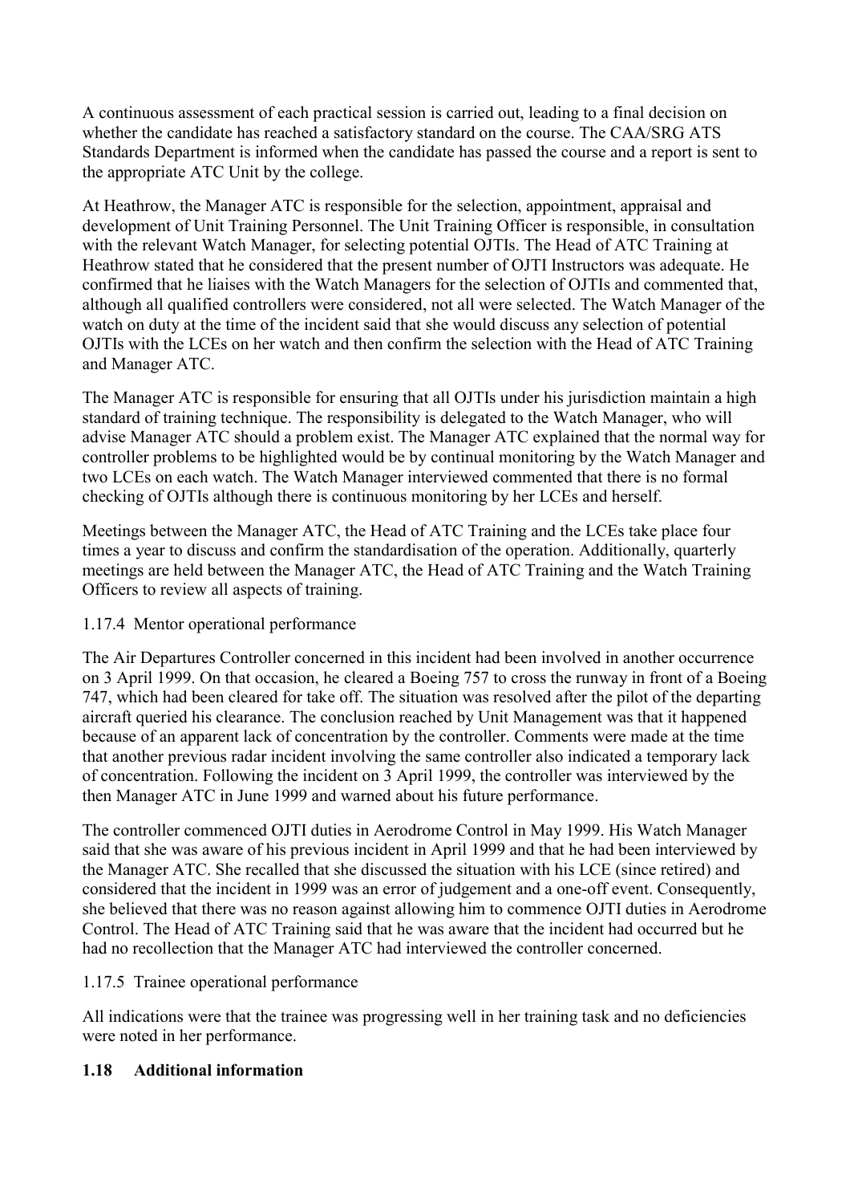A continuous assessment of each practical session is carried out, leading to a final decision on whether the candidate has reached a satisfactory standard on the course. The CAA/SRG ATS Standards Department is informed when the candidate has passed the course and a report is sent to the appropriate ATC Unit by the college.

At Heathrow, the Manager ATC is responsible for the selection, appointment, appraisal and development of Unit Training Personnel. The Unit Training Officer is responsible, in consultation with the relevant Watch Manager, for selecting potential OJTIs. The Head of ATC Training at Heathrow stated that he considered that the present number of OJTI Instructors was adequate. He confirmed that he liaises with the Watch Managers for the selection of OJTIs and commented that, although all qualified controllers were considered, not all were selected. The Watch Manager of the watch on duty at the time of the incident said that she would discuss any selection of potential OJTIs with the LCEs on her watch and then confirm the selection with the Head of ATC Training and Manager ATC.

The Manager ATC is responsible for ensuring that all OJTIs under his jurisdiction maintain a high standard of training technique. The responsibility is delegated to the Watch Manager, who will advise Manager ATC should a problem exist. The Manager ATC explained that the normal way for controller problems to be highlighted would be by continual monitoring by the Watch Manager and two LCEs on each watch. The Watch Manager interviewed commented that there is no formal checking of OJTIs although there is continuous monitoring by her LCEs and herself.

Meetings between the Manager ATC, the Head of ATC Training and the LCEs take place four times a year to discuss and confirm the standardisation of the operation. Additionally, quarterly meetings are held between the Manager ATC, the Head of ATC Training and the Watch Training Officers to review all aspects of training.

#### 1.17.4 Mentor operational performance

The Air Departures Controller concerned in this incident had been involved in another occurrence on 3 April 1999. On that occasion, he cleared a Boeing 757 to cross the runway in front of a Boeing 747, which had been cleared for take off. The situation was resolved after the pilot of the departing aircraft queried his clearance. The conclusion reached by Unit Management was that it happened because of an apparent lack of concentration by the controller. Comments were made at the time that another previous radar incident involving the same controller also indicated a temporary lack of concentration. Following the incident on 3 April 1999, the controller was interviewed by the then Manager ATC in June 1999 and warned about his future performance.

The controller commenced OJTI duties in Aerodrome Control in May 1999. His Watch Manager said that she was aware of his previous incident in April 1999 and that he had been interviewed by the Manager ATC. She recalled that she discussed the situation with his LCE (since retired) and considered that the incident in 1999 was an error of judgement and a one-off event. Consequently, she believed that there was no reason against allowing him to commence OJTI duties in Aerodrome Control. The Head of ATC Training said that he was aware that the incident had occurred but he had no recollection that the Manager ATC had interviewed the controller concerned.

#### 1.17.5 Trainee operational performance

All indications were that the trainee was progressing well in her training task and no deficiencies were noted in her performance.

### 1.18 Additional information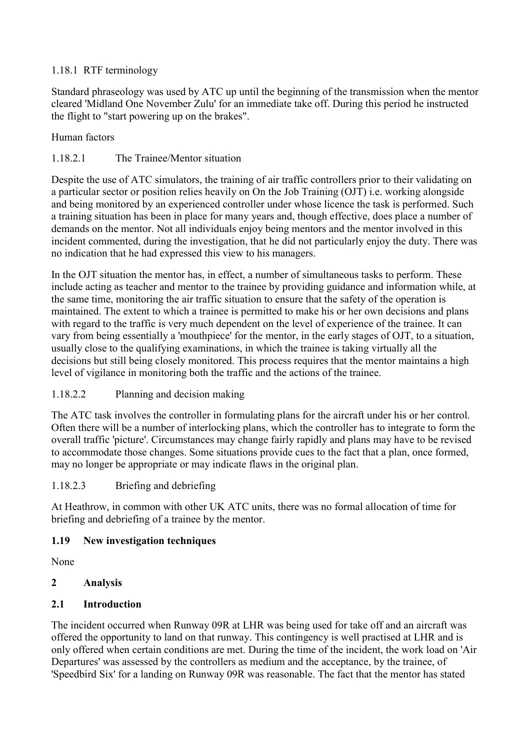1.18.1 RTF terminology

Standard phraseology was used by ATC up until the beginning of the transmission when the mentor cleared 'Midland One November Zulu' for an immediate take off. During this period he instructed the flight to "start powering up on the brakes".

Human factors

1.18.2.1 The Trainee/Mentor situation

Despite the use of ATC simulators, the training of air traffic controllers prior to their validating on a particular sector or position relies heavily on On the Job Training (OJT) i.e. working alongside and being monitored by an experienced controller under whose licence the task is performed. Such a training situation has been in place for many years and, though effective, does place a number of demands on the mentor. Not all individuals enjoy being mentors and the mentor involved in this incident commented, during the investigation, that he did not particularly enjoy the duty. There was no indication that he had expressed this view to his managers.

In the OJT situation the mentor has, in effect, a number of simultaneous tasks to perform. These include acting as teacher and mentor to the trainee by providing guidance and information while, at the same time, monitoring the air traffic situation to ensure that the safety of the operation is maintained. The extent to which a trainee is permitted to make his or her own decisions and plans with regard to the traffic is very much dependent on the level of experience of the trainee. It can vary from being essentially a 'mouthpiece' for the mentor, in the early stages of OJT, to a situation, usually close to the qualifying examinations, in which the trainee is taking virtually all the decisions but still being closely monitored. This process requires that the mentor maintains a high level of vigilance in monitoring both the traffic and the actions of the trainee.

1.18.2.2 Planning and decision making

The ATC task involves the controller in formulating plans for the aircraft under his or her control. Often there will be a number of interlocking plans, which the controller has to integrate to form the overall traffic 'picture'. Circumstances may change fairly rapidly and plans may have to be revised to accommodate those changes. Some situations provide cues to the fact that a plan, once formed, may no longer be appropriate or may indicate flaws in the original plan.

1.18.2.3 Briefing and debriefing

At Heathrow, in common with other UK ATC units, there was no formal allocation of time for briefing and debriefing of a trainee by the mentor.

**1.19 New investigation techniques**

None

## 2 Analysis

### 2.1 Introduction

The incident occurred when Runway 09R at LHR was being used for take off and an aircraft was offered the opportunity to land on that runway. This contingency is well practised at LHR and is only offered when certain conditions are met. During the time of the incident, the work load on 'Air Departures' was assessed by the controllers as medium and the acceptance, by the trainee, of 'Speedbird Six' for a landing on Runway 09R was reasonable. The fact that the mentor has stated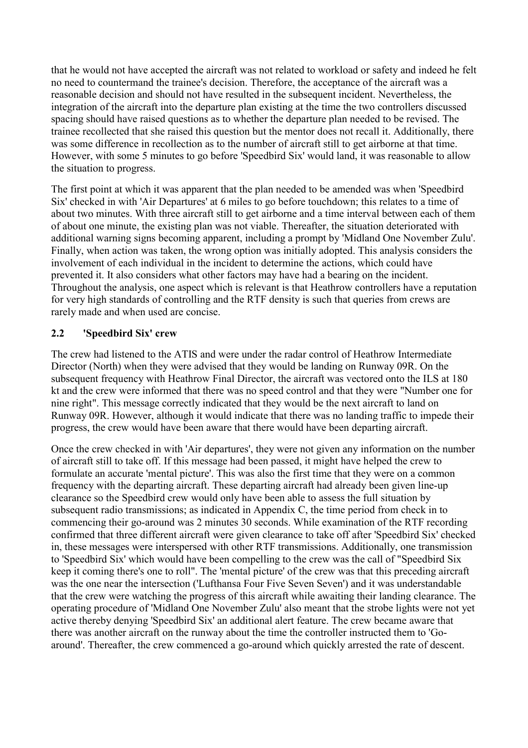that he would not have accepted the aircraft was not related to workload or safety and indeed he felt no need to countermand the trainee's decision. Therefore, the acceptance of the aircraft was a reasonable decision and should not have resulted in the subsequent incident. Nevertheless, the integration of the aircraft into the departure plan existing at the time the two controllers discussed spacing should have raised questions as to whether the departure plan needed to be revised. The trainee recollected that she raised this question but the mentor does not recall it. Additionally, there was some difference in recollection as to the number of aircraft still to get airborne at that time. However, with some 5 minutes to go before 'Speedbird Six' would land, it was reasonable to allow the situation to progress.

The first point at which it was apparent that the plan needed to be amended was when 'Speedbird Six' checked in with 'Air Departures' at 6 miles to go before touchdown; this relates to a time of about two minutes. With three aircraft still to get airborne and a time interval between each of them of about one minute, the existing plan was not viable. Thereafter, the situation deteriorated with additional warning signs becoming apparent, including a prompt by 'Midland One November Zulu'. Finally, when action was taken, the wrong option was initially adopted. This analysis considers the involvement of each individual in the incident to determine the actions, which could have prevented it. It also considers what other factors may have had a bearing on the incident. Throughout the analysis, one aspect which is relevant is that Heathrow controllers have a reputation for very high standards of controlling and the RTF density is such that queries from crews are rarely made and when used are concise.

## 2.2 'Speedbird Six' crew

The crew had listened to the ATIS and were under the radar control of Heathrow Intermediate Director (North) when they were advised that they would be landing on Runway 09R. On the subsequent frequency with Heathrow Final Director, the aircraft was vectored onto the ILS at 180 kt and the crew were informed that there was no speed control and that they were "Number one for nine right". This message correctly indicated that they would be the next aircraft to land on Runway 09R. However, although it would indicate that there was no landing traffic to impede their progress, the crew would have been aware that there would have been departing aircraft.

Once the crew checked in with 'Air departures', they were not given any information on the number of aircraft still to take off. If this message had been passed, it might have helped the crew to formulate an accurate 'mental picture'. This was also the first time that they were on a common frequency with the departing aircraft. These departing aircraft had already been given line-up clearance so the Speedbird crew would only have been able to assess the full situation by subsequent radio transmissions; as indicated in Appendix C, the time period from check in to commencing their go-around was 2 minutes 30 seconds. While examination of the RTF recording confirmed that three different aircraft were given clearance to take off after 'Speedbird Six' checked in, these messages were interspersed with other RTF transmissions. Additionally, one transmission to 'Speedbird Six' which would have been compelling to the crew was the call of "Speedbird Six keep it coming there's one to roll". The 'mental picture' of the crew was that this preceding aircraft was the one near the intersection ('Lufthansa Four Five Seven Seven') and it was understandable that the crew were watching the progress of this aircraft while awaiting their landing clearance. The operating procedure of 'Midland One November Zulu' also meant that the strobe lights were not yet active thereby denying 'Speedbird Six' an additional alert feature. The crew became aware that there was another aircraft on the runway about the time the controller instructed them to 'Go-around'. Thereafter, the crew commenced a go-around which quickly arrested the rate of descent.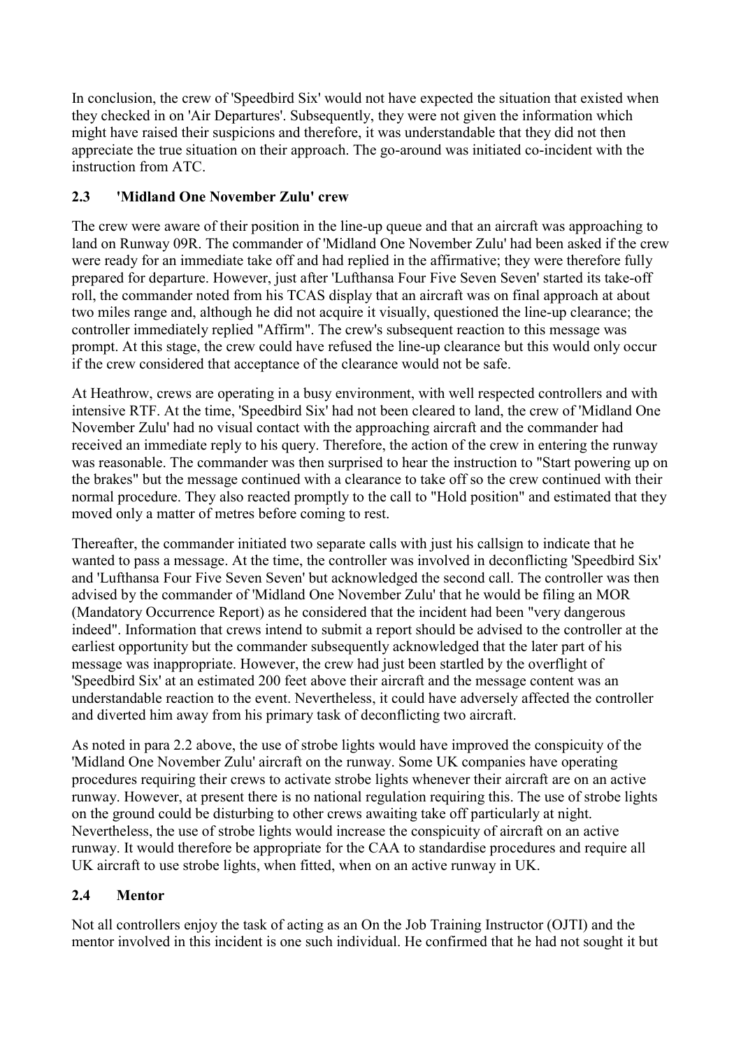In conclusion, the crew of 'Speedbird Six' would not have expected the situation that existed when they checked in on 'Air Departures'. Subsequently, they were not given the information which might have raised their suspicions and therefore, it was understandable that they did not then appreciate the true situation on their approach. The go-around was initiated co-incident with the instruction from ATC.

## 2.3 'Midland One November Zulu' crew

The crew were aware of their position in the line-up queue and that an aircraft was approaching to land on Runway 09R. The commander of 'Midland One November Zulu' had been asked if the crew were ready for an immediate take off and had replied in the affirmative; they were therefore fully prepared for departure. However, just after 'Lufthansa Four Five Seven Seven' started its take-off roll, the commander noted from his TCAS display that an aircraft was on final approach at about two miles range and, although he did not acquire it visually, questioned the line-up clearance; the controller immediately replied "Affirm". The crew's subsequent reaction to this message was prompt. At this stage, the crew could have refused the line-up clearance but this would only occur if the crew considered that acceptance of the clearance would not be safe.

At Heathrow, crews are operating in a busy environment, with well respected controllers and with intensive RTF. At the time, 'Speedbird Six' had not been cleared to land, the crew of 'Midland One November Zulu' had no visual contact with the approaching aircraft and the commander had received an immediate reply to his query. Therefore, the action of the crew in entering the runway was reasonable. The commander was then surprised to hear the instruction to "Start powering up on the brakes" but the message continued with a clearance to take off so the crew continued with their normal procedure. They also reacted promptly to the call to "Hold position" and estimated that they moved only a matter of metres before coming to rest.

Thereafter, the commander initiated two separate calls with just his callsign to indicate that he wanted to pass a message. At the time, the controller was involved in deconflicting 'Speedbird Six' and 'Lufthansa Four Five Seven Seven' but acknowledged the second call. The controller was then advised by the commander of 'Midland One November Zulu' that he would be filing an MOR (Mandatory Occurrence Report) as he considered that the incident had been "very dangerous indeed". Information that crews intend to submit a report should be advised to the controller at the earliest opportunity but the commander subsequently acknowledged that the later part of his message was inappropriate. However, the crew had just been startled by the overflight of 'Speedbird Six' at an estimated 200 feet above their aircraft and the message content was an understandable reaction to the event. Nevertheless, it could have adversely affected the controller and diverted him away from his primary task of deconflicting two aircraft.

As noted in para 2.2 above, the use of strobe lights would have improved the conspicuity of the 'Midland One November Zulu' aircraft on the runway. Some UK companies have operating procedures requiring their crews to activate strobe lights whenever their aircraft are on an active runway. However, at present there is no national regulation requiring this. The use of strobe lights on the ground could be disturbing to other crews awaiting take off particularly at night. Nevertheless, the use of strobe lights would increase the conspicuity of aircraft on an active runway. It would therefore be appropriate for the CAA to standardise procedures and require all UK aircraft to use strobe lights, when fitted, when on an active runway in UK.

## 2.4 Mentor

Not all controllers enjoy the task of acting as an On the Job Training Instructor (OJTI) and the mentor involved in this incident is one such individual. He confirmed that he had not sought it but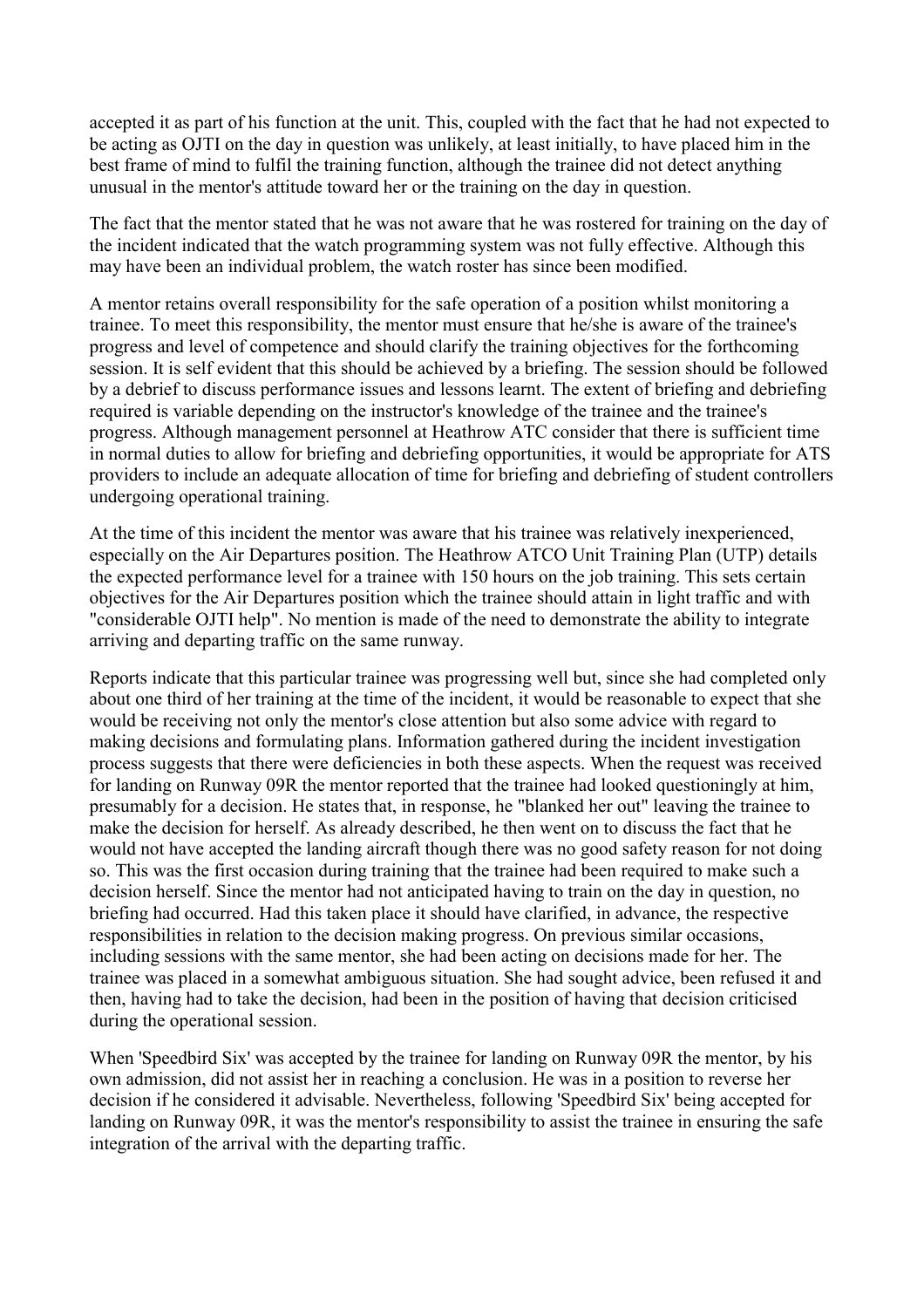accepted it as part of his function at the unit. This, coupled with the fact that he had not expected to be acting as OJTI on the day in question was unlikely, at least initially, to have placed him in the best frame of mind to fulfil the training function, although the trainee did not detect anything unusual in the mentor's attitude toward her or the training on the day in question.

The fact that the mentor stated that he was not aware that he was rostered for training on the day of the incident indicated that the watch programming system was not fully effective. Although this may have been an individual problem, the watch roster has since been modified.

A mentor retains overall responsibility for the safe operation of a position whilst monitoring a trainee. To meet this responsibility, the mentor must ensure that he/she is aware of the trainee's progress and level of competence and should clarify the training objectives for the forthcoming session. It is self evident that this should be achieved by a briefing. The session should be followed by a debrief to discuss performance issues and lessons learnt. The extent of briefing and debriefing required is variable depending on the instructor's knowledge of the trainee and the trainee's progress. Although management personnel at Heathrow ATC consider that there is sufficient time in normal duties to allow for briefing and debriefing opportunities, it would be appropriate for ATS providers to include an adequate allocation of time for briefing and debriefing of student controllers undergoing operational training.

At the time of this incident the mentor was aware that his trainee was relatively inexperienced, especially on the Air Departures position. The Heathrow ATCO Unit Training Plan (UTP) details the expected performance level for a trainee with 150 hours on the job training. This sets certain objectives for the Air Departures position which the trainee should attain in light traffic and with "considerable OJTI help". No mention is made of the need to demonstrate the ability to integrate arriving and departing traffic on the same runway.

Reports indicate that this particular trainee was progressing well but, since she had completed only about one third of her training at the time of the incident, it would be reasonable to expect that she would be receiving not only the mentor's close attention but also some advice with regard to making decisions and formulating plans. Information gathered during the incident investigation process suggests that there were deficiencies in both these aspects. When the request was received for landing on Runway 09R the mentor reported that the trainee had looked questioningly at him, presumably for a decision. He states that, in response, he "blanked her out" leaving the trainee to make the decision for herself. As already described, he then went on to discuss the fact that he would not have accepted the landing aircraft though there was no good safety reason for not doing so. This was the first occasion during training that the trainee had been required to make such a decision herself. Since the mentor had not anticipated having to train on the day in question, no briefing had occurred. Had this taken place it should have clarified, in advance, the respective responsibilities in relation to the decision making progress. On previous similar occasions, including sessions with the same mentor, she had been acting on decisions made for her. The trainee was placed in a somewhat ambiguous situation. She had sought advice, been refused it and then, having had to take the decision, had been in the position of having that decision criticised during the operational session.

When 'Speedbird Six' was accepted by the trainee for landing on Runway 09R the mentor, by his own admission, did not assist her in reaching a conclusion. He was in a position to reverse her decision if he considered it advisable. Nevertheless, following 'Speedbird Six' being accepted for landing on Runway 09R, it was the mentor's responsibility to assist the trainee in ensuring the safe integration of the arrival with the departing traffic.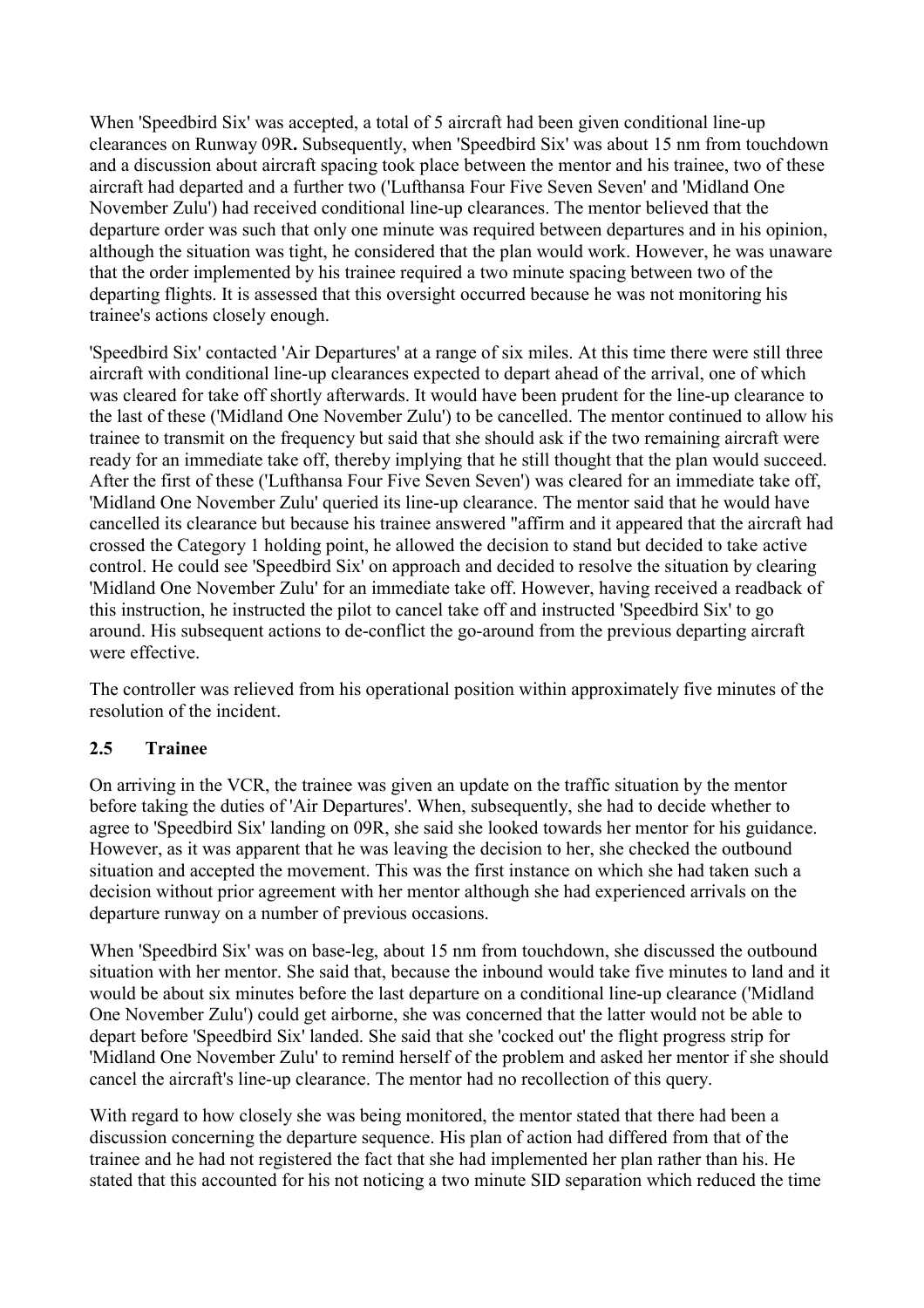When 'Speedbird Six' was accepted, a total of 5 aircraft had been given conditional line-up clearances on Runway 09R**.** Subsequently, when 'Speedbird Six' was about 15 nm from touchdown and a discussion about aircraft spacing took place between the mentor and his trainee, two of these aircraft had departed and a further two ('Lufthansa Four Five Seven Seven' and 'Midland One November Zulu') had received conditional line-up clearances. The mentor believed that the departure order was such that only one minute was required between departures and in his opinion, although the situation was tight, he considered that the plan would work. However, he was unaware that the order implemented by his trainee required a two minute spacing between two of the departing flights. It is assessed that this oversight occurred because he was not monitoring his trainee's actions closely enough.

'Speedbird Six' contacted 'Air Departures' at a range of six miles. At this time there were still three aircraft with conditional line-up clearances expected to depart ahead of the arrival, one of which was cleared for take off shortly afterwards. It would have been prudent for the line-up clearance to the last of these ('Midland One November Zulu') to be cancelled. The mentor continued to allow his trainee to transmit on the frequency but said that she should ask if the two remaining aircraft were ready for an immediate take off, thereby implying that he still thought that the plan would succeed. After the first of these ('Lufthansa Four Five Seven Seven') was cleared for an immediate take off, 'Midland One November Zulu' queried its line-up clearance. The mentor said that he would have cancelled its clearance but because his trainee answered "affirm and it appeared that the aircraft had crossed the Category 1 holding point, he allowed the decision to stand but decided to take active control. He could see 'Speedbird Six' on approach and decided to resolve the situation by clearing 'Midland One November Zulu' for an immediate take off. However, having received a readback of this instruction, he instructed the pilot to cancel take off and instructed 'Speedbird Six' to go around. His subsequent actions to de-conflict the go-around from the previous departing aircraft were effective.

The controller was relieved from his operational position within approximately five minutes of the resolution of the incident.

## 2.5 Trainee

On arriving in the VCR, the trainee was given an update on the traffic situation by the mentor before taking the duties of 'Air Departures'. When, subsequently, she had to decide whether to agree to 'Speedbird Six' landing on 09R, she said she looked towards her mentor for his guidance. However, as it was apparent that he was leaving the decision to her, she checked the outbound situation and accepted the movement. This was the first instance on which she had taken such a decision without prior agreement with her mentor although she had experienced arrivals on the departure runway on a number of previous occasions.

When 'Speedbird Six' was on base-leg, about 15 nm from touchdown, she discussed the outbound situation with her mentor. She said that, because the inbound would take five minutes to land and it would be about six minutes before the last departure on a conditional line-up clearance ('Midland One November Zulu') could get airborne, she was concerned that the latter would not be able to depart before 'Speedbird Six' landed. She said that she 'cocked out' the flight progress strip for 'Midland One November Zulu' to remind herself of the problem and asked her mentor if she should cancel the aircraft's line-up clearance. The mentor had no recollection of this query.

With regard to how closely she was being monitored, the mentor stated that there had been a discussion concerning the departure sequence. His plan of action had differed from that of the trainee and he had not registered the fact that she had implemented her plan rather than his. He stated that this accounted for his not noticing a two minute SID separation which reduced the time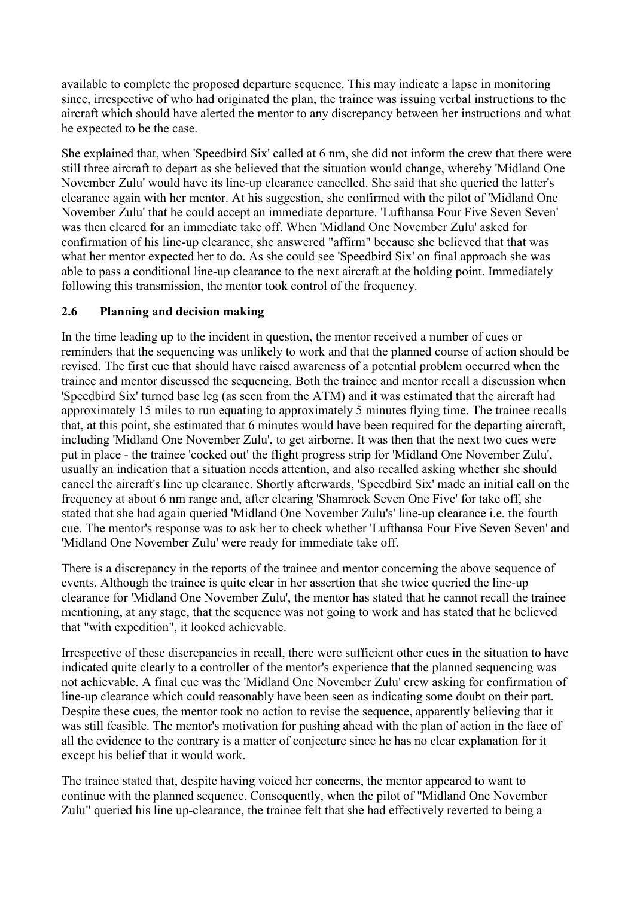available to complete the proposed departure sequence. This may indicate a lapse in monitoring since, irrespective of who had originated the plan, the trainee was issuing verbal instructions to the aircraft which should have alerted the mentor to any discrepancy between her instructions and what he expected to be the case.

She explained that, when 'Speedbird Six' called at 6 nm, she did not inform the crew that there were still three aircraft to depart as she believed that the situation would change, whereby 'Midland One November Zulu' would have its line-up clearance cancelled. She said that she queried the latter's clearance again with her mentor. At his suggestion, she confirmed with the pilot of 'Midland One November Zulu' that he could accept an immediate departure. 'Lufthansa Four Five Seven Seven' was then cleared for an immediate take off. When 'Midland One November Zulu' asked for confirmation of his line-up clearance, she answered "affirm" because she believed that that was what her mentor expected her to do. As she could see 'Speedbird Six' on final approach she was able to pass a conditional line-up clearance to the next aircraft at the holding point. Immediately following this transmission, the mentor took control of the frequency.

## 2.6 Planning and decision making

In the time leading up to the incident in question, the mentor received a number of cues or reminders that the sequencing was unlikely to work and that the planned course of action should be revised. The first cue that should have raised awareness of a potential problem occurred when the trainee and mentor discussed the sequencing. Both the trainee and mentor recall a discussion when 'Speedbird Six' turned base leg (as seen from the ATM) and it was estimated that the aircraft had approximately 15 miles to run equating to approximately 5 minutes flying time. The trainee recalls that, at this point, she estimated that 6 minutes would have been required for the departing aircraft, including 'Midland One November Zulu', to get airborne. It was then that the next two cues were put in place - the trainee 'cocked out' the flight progress strip for 'Midland One November Zulu', usually an indication that a situation needs attention, and also recalled asking whether she should cancel the aircraft's line up clearance. Shortly afterwards, 'Speedbird Six' made an initial call on the frequency at about 6 nm range and, after clearing 'Shamrock Seven One Five' for take off, she stated that she had again queried 'Midland One November Zulu's' line-up clearance i.e. the fourth cue. The mentor's response was to ask her to check whether 'Lufthansa Four Five Seven Seven' and 'Midland One November Zulu' were ready for immediate take off.

There is a discrepancy in the reports of the trainee and mentor concerning the above sequence of events. Although the trainee is quite clear in her assertion that she twice queried the line-up clearance for 'Midland One November Zulu', the mentor has stated that he cannot recall the trainee mentioning, at any stage, that the sequence was not going to work and has stated that he believed that "with expedition", it looked achievable.

Irrespective of these discrepancies in recall, there were sufficient other cues in the situation to have indicated quite clearly to a controller of the mentor's experience that the planned sequencing was not achievable. A final cue was the 'Midland One November Zulu' crew asking for confirmation of line-up clearance which could reasonably have been seen as indicating some doubt on their part. Despite these cues, the mentor took no action to revise the sequence, apparently believing that it was still feasible. The mentor's motivation for pushing ahead with the plan of action in the face of all the evidence to the contrary is a matter of conjecture since he has no clear explanation for it except his belief that it would work.

The trainee stated that, despite having voiced her concerns, the mentor appeared to want to continue with the planned sequence. Consequently, when the pilot of "Midland One November Zulu" queried his line up-clearance, the trainee felt that she had effectively reverted to being a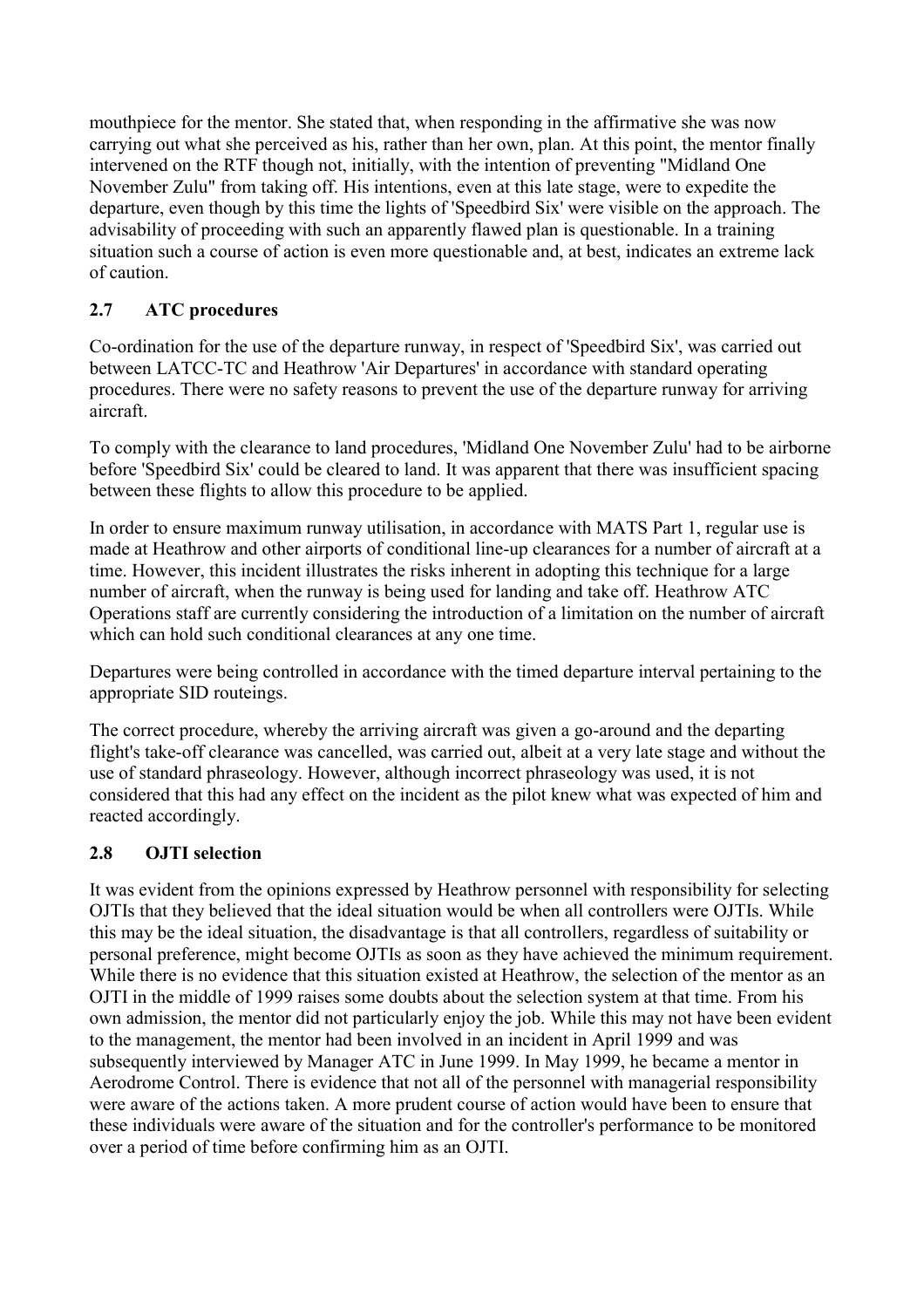mouthpiece for the mentor. She stated that, when responding in the affirmative she was now carrying out what she perceived as his, rather than her own, plan. At this point, the mentor finally intervened on the RTF though not, initially, with the intention of preventing "Midland One November Zulu" from taking off. His intentions, even at this late stage, were to expedite the departure, even though by this time the lights of 'Speedbird Six' were visible on the approach. The advisability of proceeding with such an apparently flawed plan is questionable. In a training situation such a course of action is even more questionable and, at best, indicates an extreme lack of caution.

## 2.7 ATC procedures

Co-ordination for the use of the departure runway, in respect of 'Speedbird Six', was carried out between LATCC-TC and Heathrow 'Air Departures' in accordance with standard operating procedures. There were no safety reasons to prevent the use of the departure runway for arriving aircraft.

To comply with the clearance to land procedures, 'Midland One November Zulu' had to be airborne before 'Speedbird Six' could be cleared to land. It was apparent that there was insufficient spacing between these flights to allow this procedure to be applied.

In order to ensure maximum runway utilisation, in accordance with MATS Part 1, regular use is made at Heathrow and other airports of conditional line-up clearances for a number of aircraft at a time. However, this incident illustrates the risks inherent in adopting this technique for a large number of aircraft, when the runway is being used for landing and take off. Heathrow ATC Operations staff are currently considering the introduction of a limitation on the number of aircraft which can hold such conditional clearances at any one time.

Departures were being controlled in accordance with the timed departure interval pertaining to the appropriate SID routeings.

The correct procedure, whereby the arriving aircraft was given a go-around and the departing flight's take-off clearance was cancelled, was carried out, albeit at a very late stage and without the use of standard phraseology. However, although incorrect phraseology was used, it is not considered that this had any effect on the incident as the pilot knew what was expected of him and reacted accordingly.

## 2.8 OJTI selection

It was evident from the opinions expressed by Heathrow personnel with responsibility for selecting OJTIs that they believed that the ideal situation would be when all controllers were OJTIs. While this may be the ideal situation, the disadvantage is that all controllers, regardless of suitability or personal preference, might become OJTIs as soon as they have achieved the minimum requirement. While there is no evidence that this situation existed at Heathrow, the selection of the mentor as an OJTI in the middle of 1999 raises some doubts about the selection system at that time. From his own admission, the mentor did not particularly enjoy the job. While this may not have been evident to the management, the mentor had been involved in an incident in April 1999 and was subsequently interviewed by Manager ATC in June 1999. In May 1999, he became a mentor in Aerodrome Control. There is evidence that not all of the personnel with managerial responsibility were aware of the actions taken. A more prudent course of action would have been to ensure that these individuals were aware of the situation and for the controller's performance to be monitored over a period of time before confirming him as an OJTI.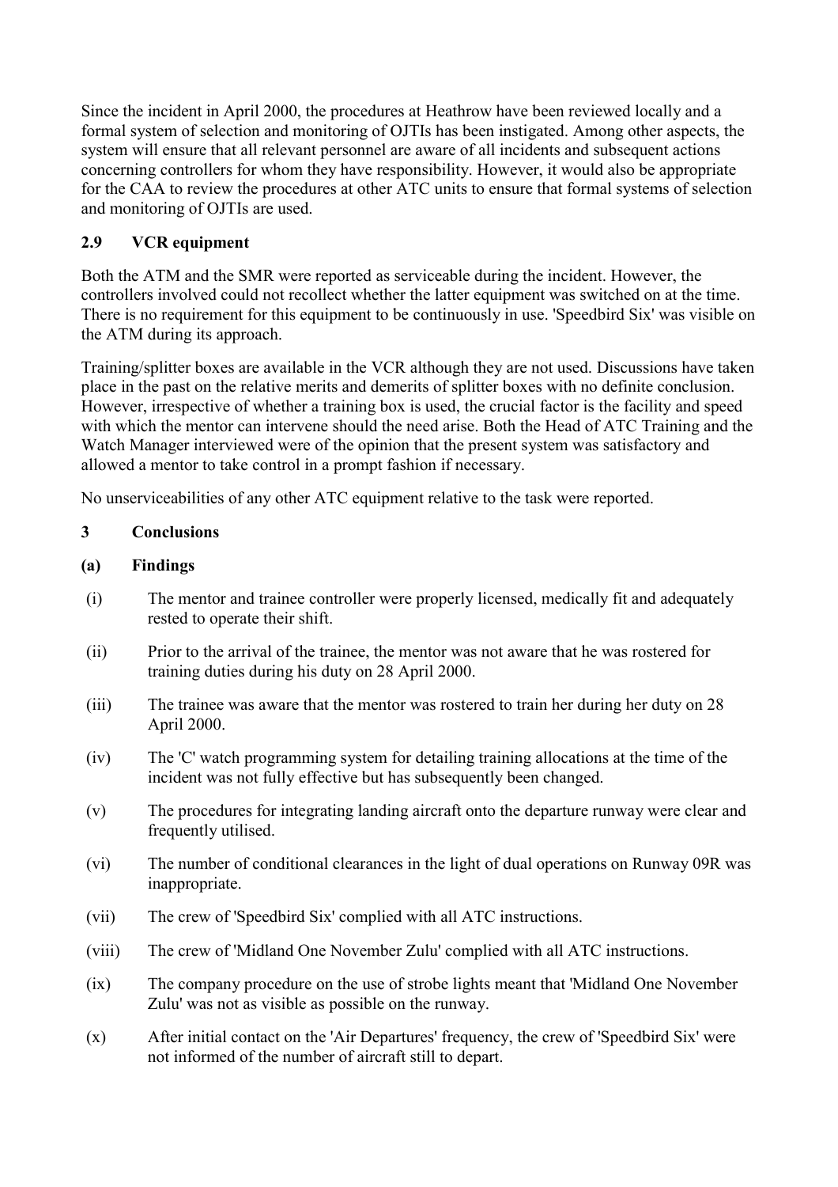Since the incident in April 2000, the procedures at Heathrow have been reviewed locally and a formal system of selection and monitoring of OJTIs has been instigated. Among other aspects, the system will ensure that all relevant personnel are aware of all incidents and subsequent actions concerning controllers for whom they have responsibility. However, it would also be appropriate for the CAA to review the procedures at other ATC units to ensure that formal systems of selection and monitoring of OJTIs are used.

### 2.9 VCR equipment

Both the ATM and the SMR were reported as serviceable during the incident. However, the controllers involved could not recollect whether the latter equipment was switched on at the time. There is no requirement for this equipment to be continuously in use. 'Speedbird Six' was visible on the ATM during its approach.

Training/splitter boxes are available in the VCR although they are not used. Discussions have taken place in the past on the relative merits and demerits of splitter boxes with no definite conclusion. However, irrespective of whether a training box is used, the crucial factor is the facility and speed with which the mentor can intervene should the need arise. Both the Head of ATC Training and the Watch Manager interviewed were of the opinion that the present system was satisfactory and allowed a mentor to take control in a prompt fashion if necessary.

No unserviceabilities of any other ATC equipment relative to the task were reported.

## 3 Conclusions

### (a) Findings

(i) The mentor and trainee controller were properly licensed, medically fit and adequately rested to operate their shift.

(ii) Prior to the arrival of the trainee, the mentor was not aware that he was rostered for training duties during his duty on 28 April 2000.

(iii) The trainee was aware that the mentor was rostered to train her during her duty on 28 April 2000.

(iv) The 'C' watch programming system for detailing training allocations at the time of the incident was not fully effective but has subsequently been changed.

(v) The procedures for integrating landing aircraft onto the departure runway were clear and frequently utilised.

(vi) The number of conditional clearances in the light of dual operations on Runway 09R was inappropriate.

(vii) The crew of 'Speedbird Six' complied with all ATC instructions.

(viii) The crew of 'Midland One November Zulu' complied with all ATC instructions.

(ix) The company procedure on the use of strobe lights meant that 'Midland One November Zulu' was not as visible as possible on the runway.

(x) After initial contact on the 'Air Departures' frequency, the crew of 'Speedbird Six' were not informed of the number of aircraft still to depart.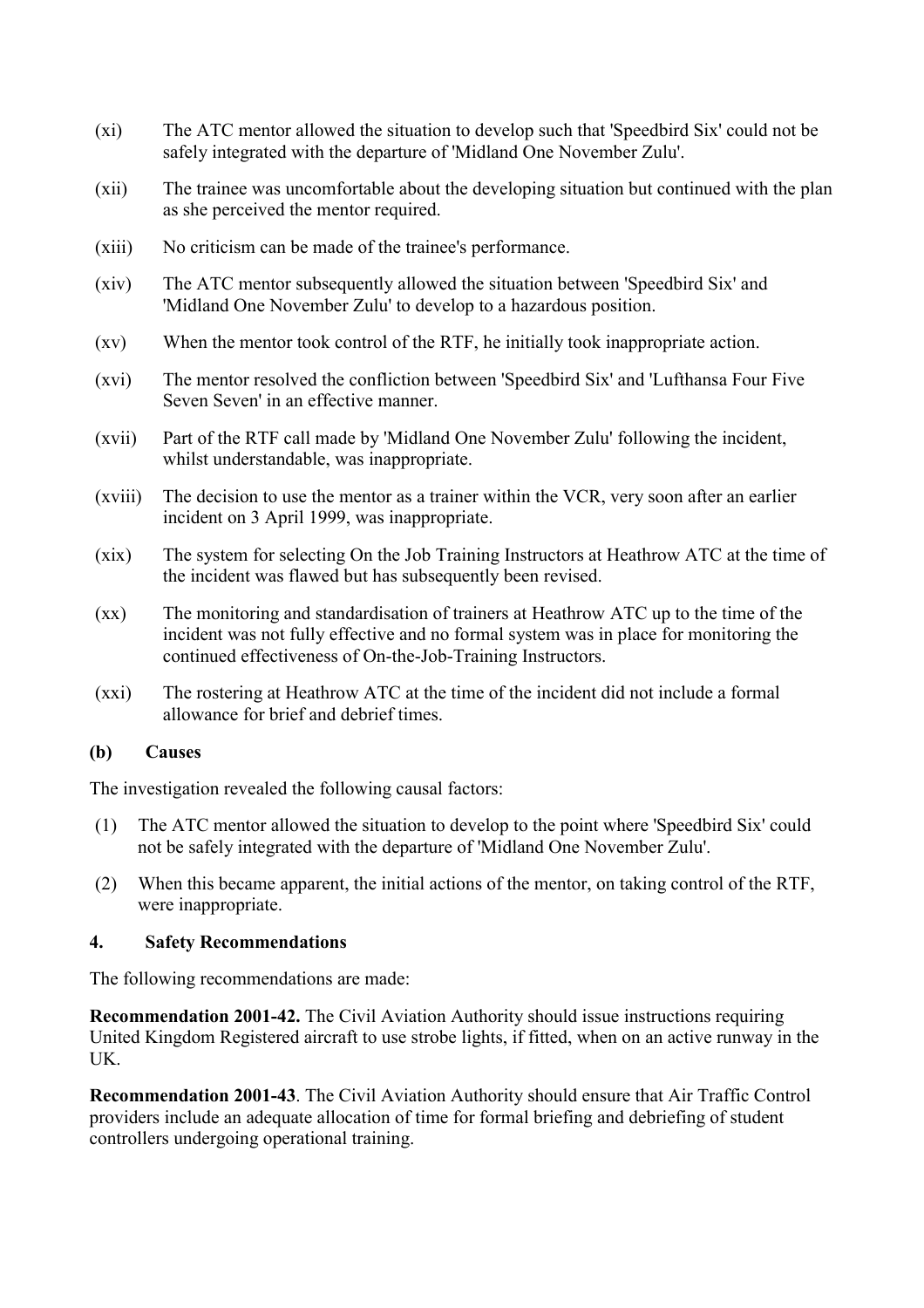(xi) The ATC mentor allowed the situation to develop such that 'Speedbird Six' could not be safely integrated with the departure of 'Midland One November Zulu'.

(xii) The trainee was uncomfortable about the developing situation but continued with the plan as she perceived the mentor required.

(xiii) No criticism can be made of the trainee's performance.

(xiv) The ATC mentor subsequently allowed the situation between 'Speedbird Six' and 'Midland One November Zulu' to develop to a hazardous position.

(xv) When the mentor took control of the RTF, he initially took inappropriate action.

(xvi) The mentor resolved the confliction between 'Speedbird Six' and 'Lufthansa Four Five Seven Seven' in an effective manner.

(xvii) Part of the RTF call made by 'Midland One November Zulu' following the incident, whilst understandable, was inappropriate.

(xviii) The decision to use the mentor as a trainer within the VCR, very soon after an earlier incident on 3 April 1999, was inappropriate.

(xix) The system for selecting On the Job Training Instructors at Heathrow ATC at the time of the incident was flawed but has subsequently been revised.

(xx) The monitoring and standardisation of trainers at Heathrow ATC up to the time of the incident was not fully effective and no formal system was in place for monitoring the continued effectiveness of On-the-Job-Training Instructors.

(xxi) The rostering at Heathrow ATC at the time of the incident did not include a formal allowance for brief and debrief times.

**(b) Causes**

The investigation revealed the following causal factors:

(1) The ATC mentor allowed the situation to develop to the point where 'Speedbird Six' could not be safely integrated with the departure of 'Midland One November Zulu'.

(2) When this became apparent, the initial actions of the mentor, on taking control of the RTF, were inappropriate.

## 4. Safety Recommendations

The following recommendations are made:

**Recommendation 2001-42.** The Civil Aviation Authority should issue instructions requiring United Kingdom Registered aircraft to use strobe lights, if fitted, when on an active runway in the UK.

**Recommendation 2001-43**. The Civil Aviation Authority should ensure that Air Traffic Control providers include an adequate allocation of time for formal briefing and debriefing of student controllers undergoing operational training.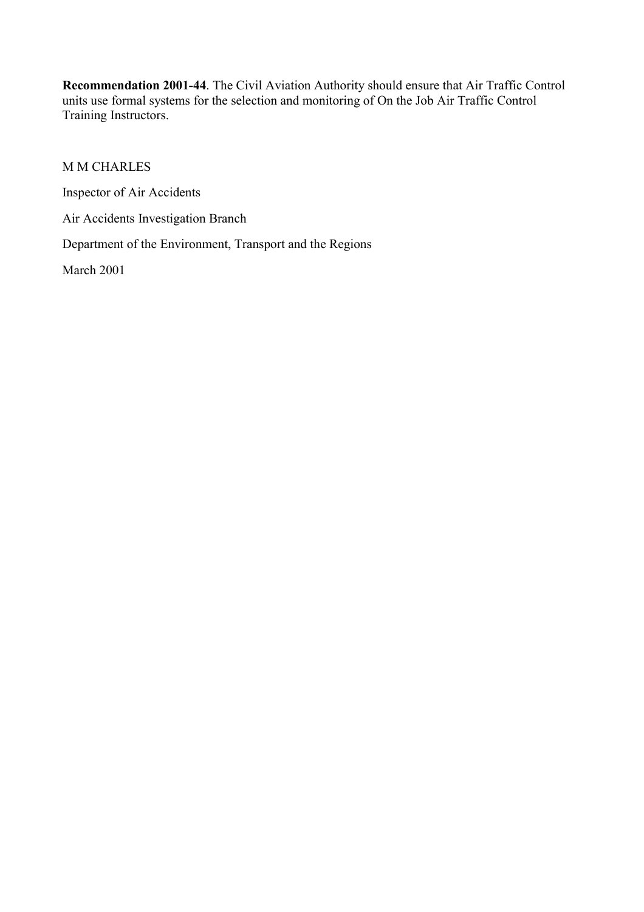**Recommendation 2001-44**. The Civil Aviation Authority should ensure that Air Traffic Control units use formal systems for the selection and monitoring of On the Job Air Traffic Control Training Instructors.

M M CHARLES

Inspector of Air Accidents

Air Accidents Investigation Branch

Department of the Environment, Transport and the Regions

March 2001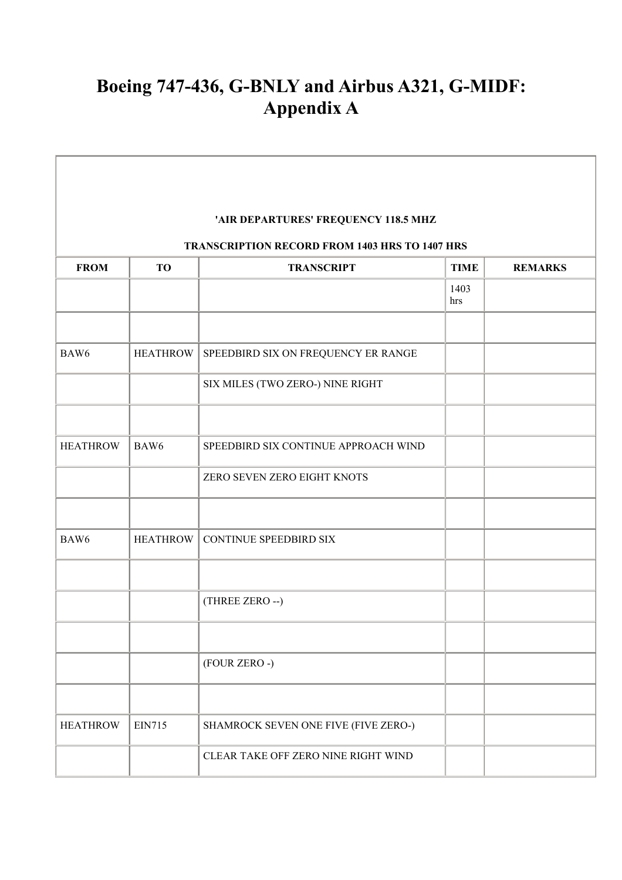# Boeing 747-436, G-BNLY and Airbus A321, G-MIDF: Appendix A

| 'AIR DEPARTURES' FREQUENCY 118.5 MHZ<br><br>TRANSCRIPTION RECORD FROM 1403 HRS TO 1407 HRS | | | | |
|---|---|---|---|---|
| **FROM** | **TO** | **TRANSCRIPT** | **TIME** | **REMARKS** |
| | | | 1403 hrs | |
| | | | | |
| BAW6 | HEATHROW | SPEEDBIRD SIX ON FREQUENCY ER RANGE | | |
| | | SIX MILES (TWO ZERO-) NINE RIGHT | | |
| | | | | |
| HEATHROW | BAW6 | SPEEDBIRD SIX CONTINUE APPROACH WIND | | |
| | | ZERO SEVEN ZERO EIGHT KNOTS | | |
| | | | | |
| BAW6 | HEATHROW | CONTINUE SPEEDBIRD SIX | | |
| | | | | |
| | | (THREE ZERO --) | | |
| | | | | |
| | | (FOUR ZERO -) | | |
| | | | | |
| HEATHROW | EIN715 | SHAMROCK SEVEN ONE FIVE (FIVE ZERO-) | | |
| | | CLEAR TAKE OFF ZERO NINE RIGHT WIND | | |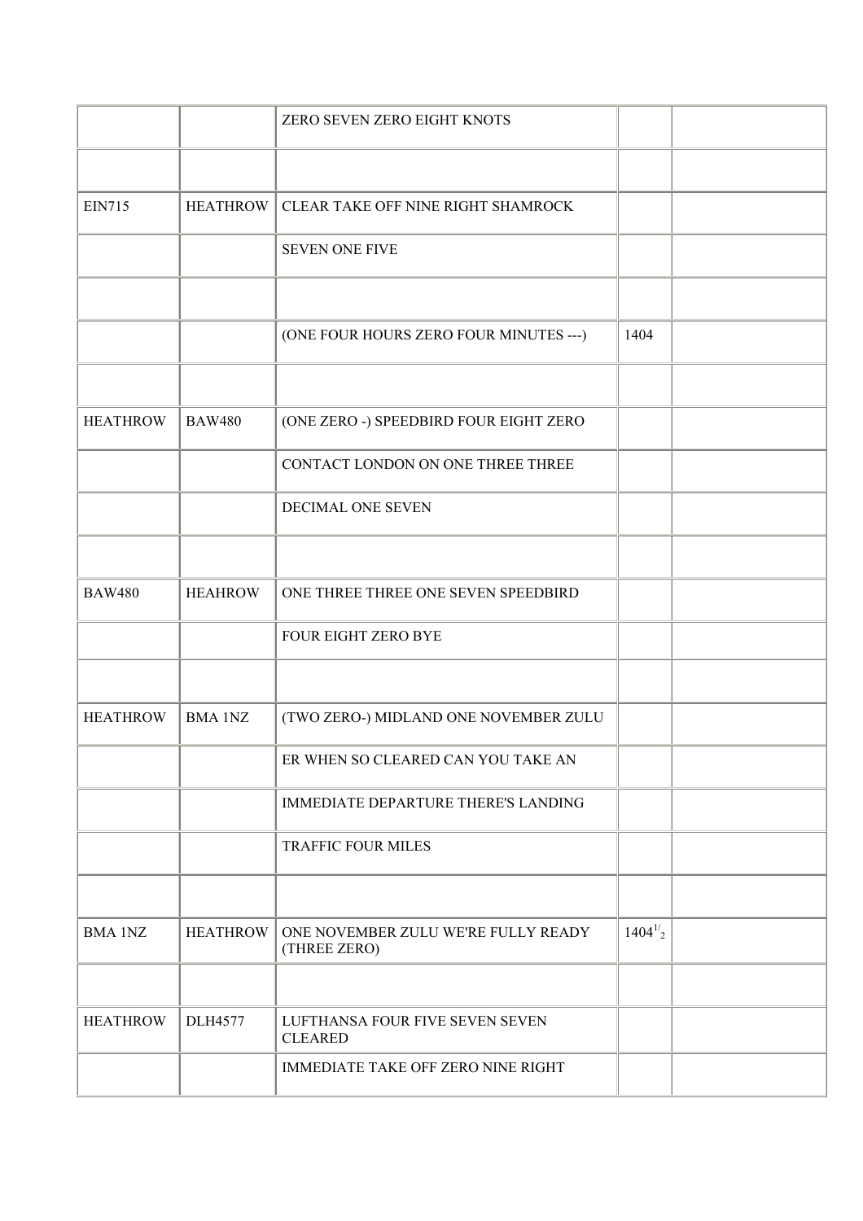| | | | | |
|---|---|---|---|---|
| | | ZERO SEVEN ZERO EIGHT KNOTS | | |
| | | | | |
| EIN715 | HEATHROW | CLEAR TAKE OFF NINE RIGHT SHAMROCK | | |
| | | SEVEN ONE FIVE | | |
| | | | | |
| | | (ONE FOUR HOURS ZERO FOUR MINUTES ---) | 1404 | |
| | | | | |
| HEATHROW | BAW480 | (ONE ZERO -) SPEEDBIRD FOUR EIGHT ZERO | | |
| | | CONTACT LONDON ON ONE THREE THREE | | |
| | | DECIMAL ONE SEVEN | | |
| | | | | |
| BAW480 | HEAHROW | ONE THREE THREE ONE SEVEN SPEEDBIRD | | |
| | | FOUR EIGHT ZERO BYE | | |
| | | | | |
| HEATHROW | BMA 1NZ | (TWO ZERO-) MIDLAND ONE NOVEMBER ZULU | | |
| | | ER WHEN SO CLEARED CAN YOU TAKE AN | | |
| | | IMMEDIATE DEPARTURE THERE'S LANDING | | |
| | | TRAFFIC FOUR MILES | | |
| | | | | |
| BMA 1NZ | HEATHROW | ONE NOVEMBER ZULU WE'RE FULLY READY (THREE ZERO) | $1404^{1/}{}_{2}$ | |
| | | | | |
| HEATHROW | DLH4577 | LUFTHANSA FOUR FIVE SEVEN SEVEN CLEARED | | |
| | | IMMEDIATE TAKE OFF ZERO NINE RIGHT | | |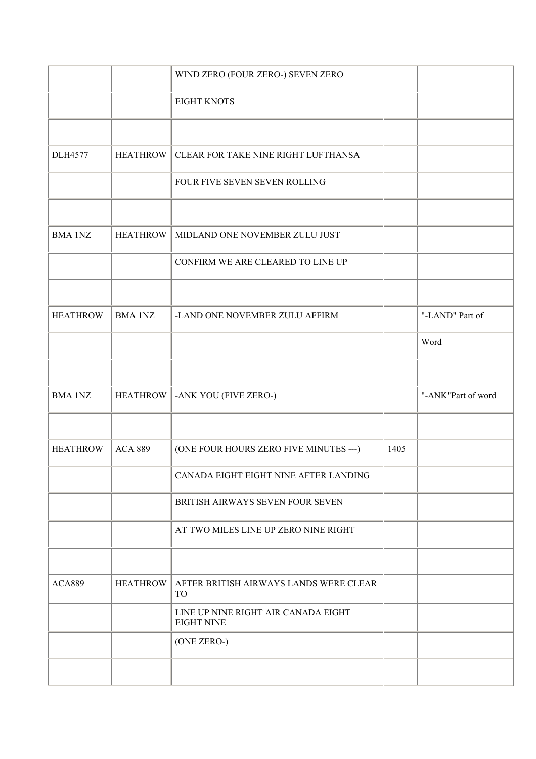| | | | | |
|---|---|---|---|---|
| | | WIND ZERO (FOUR ZERO-) SEVEN ZERO | | |
| | | EIGHT KNOTS | | |
| | | | | |
| DLH4577 | HEATHROW | CLEAR FOR TAKE NINE RIGHT LUFTHANSA | | |
| | | FOUR FIVE SEVEN SEVEN ROLLING | | |
| | | | | |
| BMA 1NZ | HEATHROW | MIDLAND ONE NOVEMBER ZULU JUST | | |
| | | CONFIRM WE ARE CLEARED TO LINE UP | | |
| | | | | |
| HEATHROW | BMA 1NZ | -LAND ONE NOVEMBER ZULU AFFIRM | | "-LAND" Part of |
| | | | | Word |
| | | | | |
| BMA 1NZ | HEATHROW | -ANK YOU (FIVE ZERO-) | | "-ANK"Part of word |
| | | | | |
| HEATHROW | ACA 889 | (ONE FOUR HOURS ZERO FIVE MINUTES ---) | 1405 | |
| | | CANADA EIGHT EIGHT NINE AFTER LANDING | | |
| | | BRITISH AIRWAYS SEVEN FOUR SEVEN | | |
| | | AT TWO MILES LINE UP ZERO NINE RIGHT | | |
| | | | | |
| ACA889 | HEATHROW | AFTER BRITISH AIRWAYS LANDS WERE CLEAR TO | | |
| | | LINE UP NINE RIGHT AIR CANADA EIGHT EIGHT NINE | | |
| | | (ONE ZERO-) | | |
| | | | | |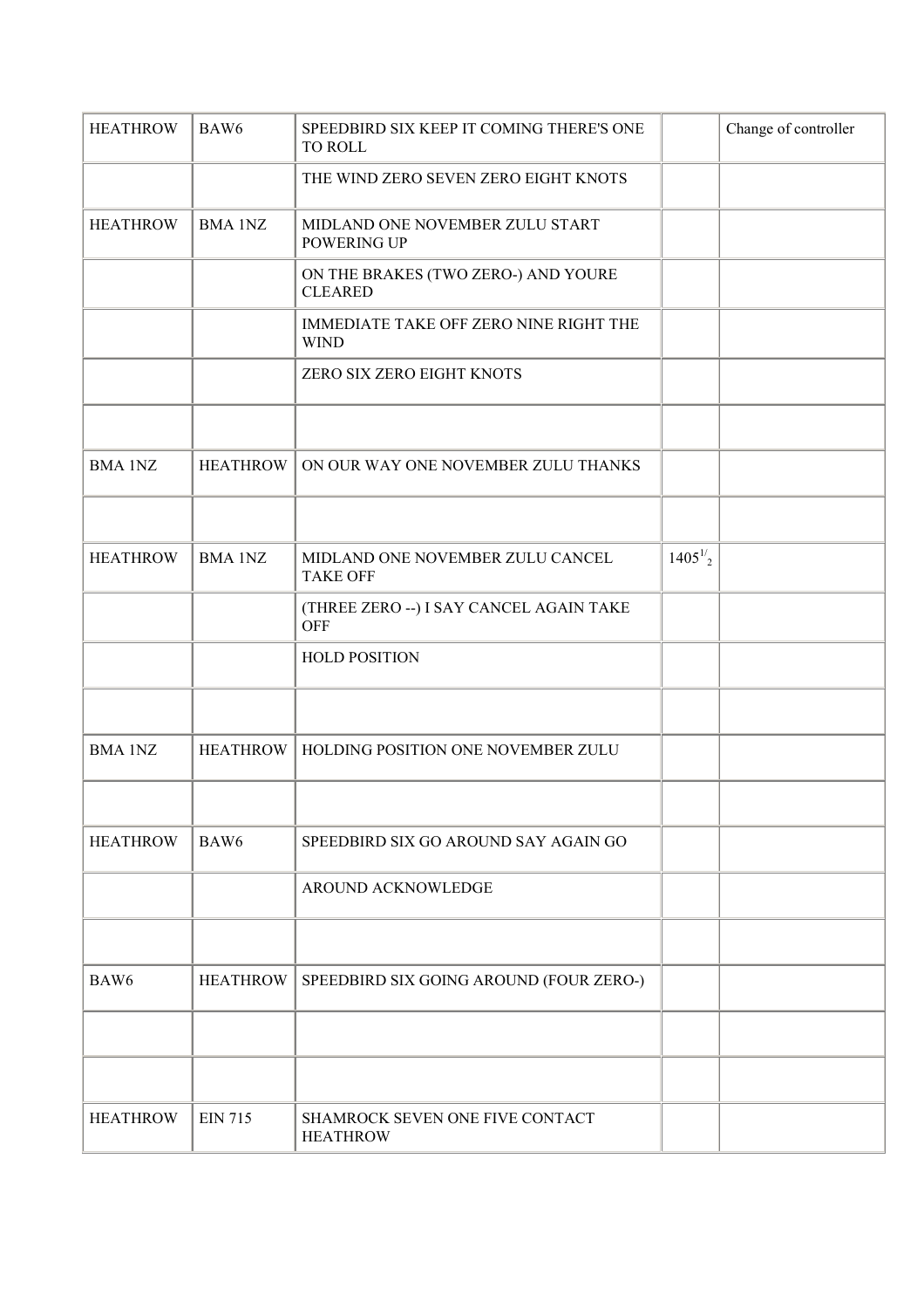| HEATHROW | BAW6 | SPEEDBIRD SIX KEEP IT COMING THERE'S ONE TO ROLL | | Change of controller |
|---|---|---|---|---|
| | | THE WIND ZERO SEVEN ZERO EIGHT KNOTS | | |
| HEATHROW | BMA 1NZ | MIDLAND ONE NOVEMBER ZULU START POWERING UP | | |
| | | ON THE BRAKES (TWO ZERO-) AND YOURE CLEARED | | |
| | | IMMEDIATE TAKE OFF ZERO NINE RIGHT THE WIND | | |
| | | ZERO SIX ZERO EIGHT KNOTS | | |
| | | | | |
| BMA 1NZ | HEATHROW | ON OUR WAY ONE NOVEMBER ZULU THANKS | | |
| | | | | |
| HEATHROW | BMA 1NZ | MIDLAND ONE NOVEMBER ZULU CANCEL TAKE OFF | $1405^{1/}{}_{2}$ | |
| | | (THREE ZERO --) I SAY CANCEL AGAIN TAKE OFF | | |
| | | HOLD POSITION | | |
| | | | | |
| BMA 1NZ | HEATHROW | HOLDING POSITION ONE NOVEMBER ZULU | | |
| | | | | |
| HEATHROW | BAW6 | SPEEDBIRD SIX GO AROUND SAY AGAIN GO | | |
| | | AROUND ACKNOWLEDGE | | |
| | | | | |
| BAW6 | HEATHROW | SPEEDBIRD SIX GOING AROUND (FOUR ZERO-) | | |
| | | | | |
| | | | | |
| HEATHROW | EIN 715 | SHAMROCK SEVEN ONE FIVE CONTACT HEATHROW | | |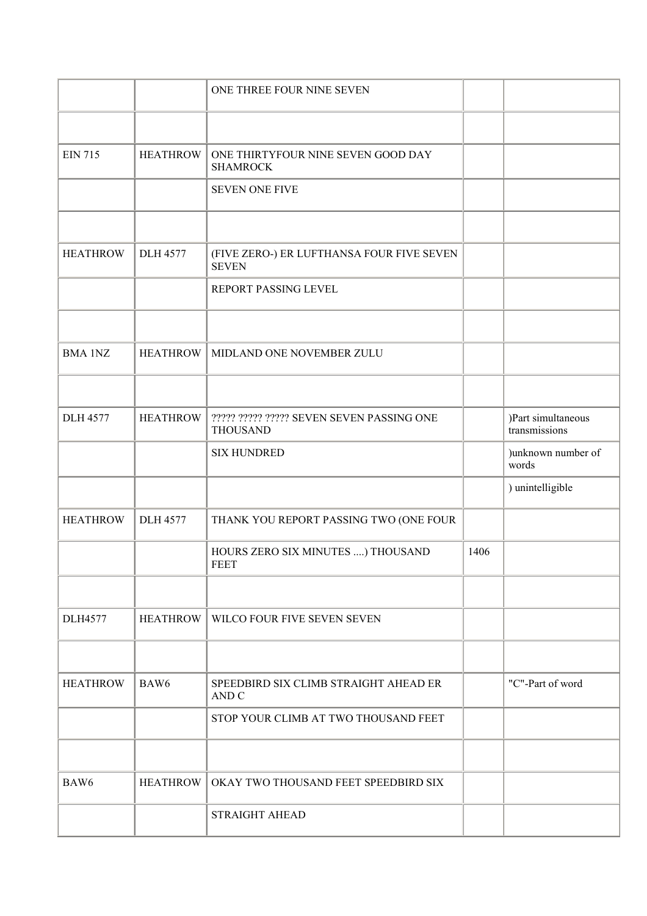| | | | | |
|---|---|---|---|---|
| | | ONE THREE FOUR NINE SEVEN | | |
| | | | | |
| EIN 715 | HEATHROW | ONE THIRTYFOUR NINE SEVEN GOOD DAY SHAMROCK | | |
| | | SEVEN ONE FIVE | | |
| | | | | |
| HEATHROW | DLH 4577 | (FIVE ZERO-) ER LUFTHANSA FOUR FIVE SEVEN SEVEN | | |
| | | REPORT PASSING LEVEL | | |
| | | | | |
| BMA 1NZ | HEATHROW | MIDLAND ONE NOVEMBER ZULU | | |
| | | | | |
| DLH 4577 | HEATHROW | ????? ????? ????? SEVEN SEVEN PASSING ONE THOUSAND | | )Part simultaneous transmissions |
| | | SIX HUNDRED | | )unknown number of words |
| | | | | ) unintelligible |
| HEATHROW | DLH 4577 | THANK YOU REPORT PASSING TWO (ONE FOUR | | |
| | | HOURS ZERO SIX MINUTES ....) THOUSAND FEET | 1406 | |
| | | | | |
| DLH4577 | HEATHROW | WILCO FOUR FIVE SEVEN SEVEN | | |
| | | | | |
| HEATHROW | BAW6 | SPEEDBIRD SIX CLIMB STRAIGHT AHEAD ER AND C | | "C"-Part of word |
| | | STOP YOUR CLIMB AT TWO THOUSAND FEET | | |
| | | | | |
| BAW6 | HEATHROW | OKAY TWO THOUSAND FEET SPEEDBIRD SIX | | |
| | | STRAIGHT AHEAD | | |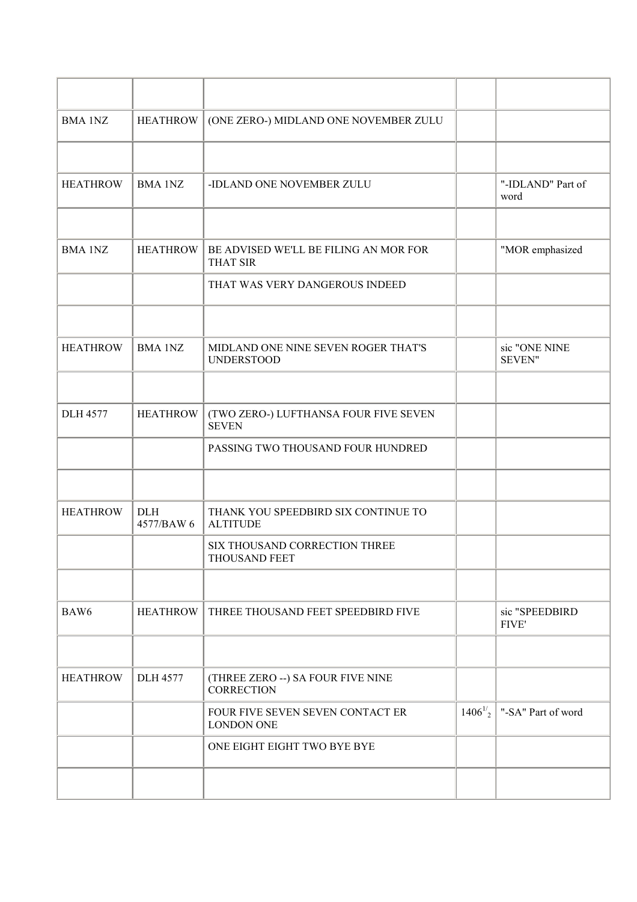| | | | | |
|---|---|---|---|---|
| BMA 1NZ | HEATHROW | (ONE ZERO-) MIDLAND ONE NOVEMBER ZULU | | |
| | | | | |
| HEATHROW | BMA 1NZ | -IDLAND ONE NOVEMBER ZULU | | "-IDLAND" Part of word |
| | | | | |
| BMA 1NZ | HEATHROW | BE ADVISED WE'LL BE FILING AN MOR FOR THAT SIR | | "MOR emphasized |
| | | THAT WAS VERY DANGEROUS INDEED | | |
| | | | | |
| HEATHROW | BMA 1NZ | MIDLAND ONE NINE SEVEN ROGER THAT'S UNDERSTOOD | | sic "ONE NINE SEVEN" |
| | | | | |
| DLH 4577 | HEATHROW | (TWO ZERO-) LUFTHANSA FOUR FIVE SEVEN SEVEN | | |
| | | PASSING TWO THOUSAND FOUR HUNDRED | | |
| | | | | |
| HEATHROW | DLH 4577/BAW 6 | THANK YOU SPEEDBIRD SIX CONTINUE TO ALTITUDE | | |
| | | SIX THOUSAND CORRECTION THREE THOUSAND FEET | | |
| | | | | |
| BAW6 | HEATHROW | THREE THOUSAND FEET SPEEDBIRD FIVE | | sic "SPEEDBIRD FIVE' |
| | | | | |
| HEATHROW | DLH 4577 | (THREE ZERO --) SA FOUR FIVE NINE CORRECTION | | |
| | | FOUR FIVE SEVEN SEVEN CONTACT ER LONDON ONE | $1406^{1/}{}_{2}$ | "-SA" Part of word |
| | | ONE EIGHT EIGHT TWO BYE BYE | | |
| | | | | |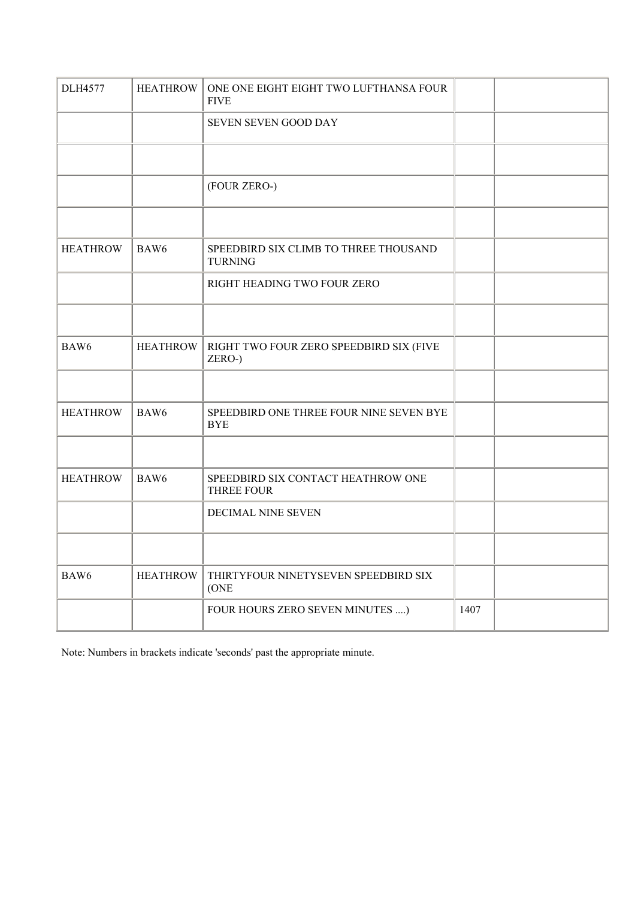| | | | | |
|---|---|---|---|---|
| DLH4577 | HEATHROW | ONE ONE EIGHT EIGHT TWO LUFTHANSA FOUR FIVE | | |
| | | SEVEN SEVEN GOOD DAY | | |
| | | | | |
| | | (FOUR ZERO-) | | |
| | | | | |
| HEATHROW | BAW6 | SPEEDBIRD SIX CLIMB TO THREE THOUSAND TURNING | | |
| | | RIGHT HEADING TWO FOUR ZERO | | |
| | | | | |
| BAW6 | HEATHROW | RIGHT TWO FOUR ZERO SPEEDBIRD SIX (FIVE ZERO-) | | |
| | | | | |
| HEATHROW | BAW6 | SPEEDBIRD ONE THREE FOUR NINE SEVEN BYE BYE | | |
| | | | | |
| HEATHROW | BAW6 | SPEEDBIRD SIX CONTACT HEATHROW ONE THREE FOUR | | |
| | | DECIMAL NINE SEVEN | | |
| | | | | |
| BAW6 | HEATHROW | THIRTYFOUR NINETYSEVEN SPEEDBIRD SIX (ONE | | |
| | | FOUR HOURS ZERO SEVEN MINUTES ....) | 1407 | |

Note: Numbers in brackets indicate 'seconds' past the appropriate minute.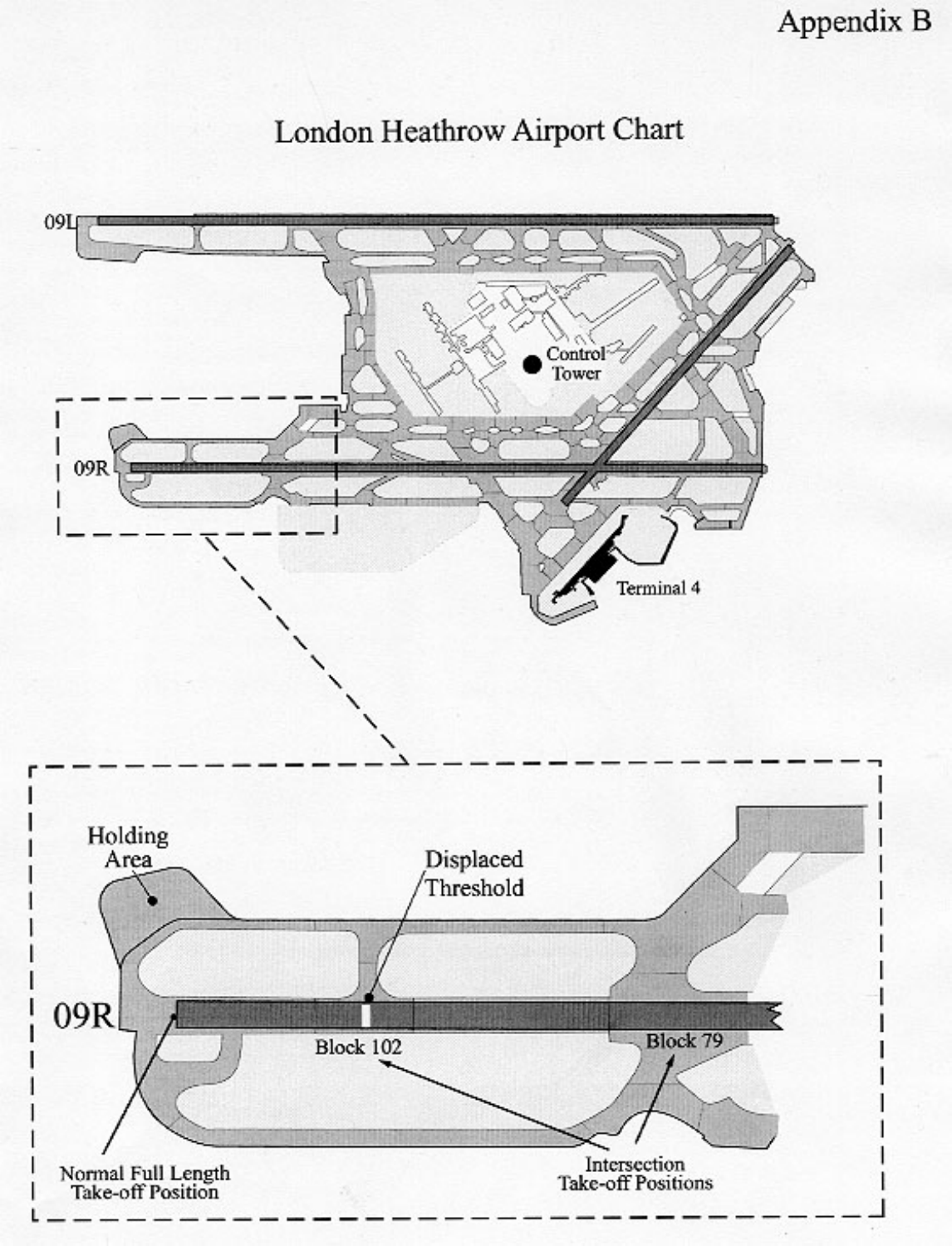Appendix B

# London Heathrow Airport Chart

09L

Control Tower

09R

Terminal 4

Holding Area

Displaced Threshold

09R

Block 102

Block 79

Normal Full Length Take-off Position

Intersection Take-off Positions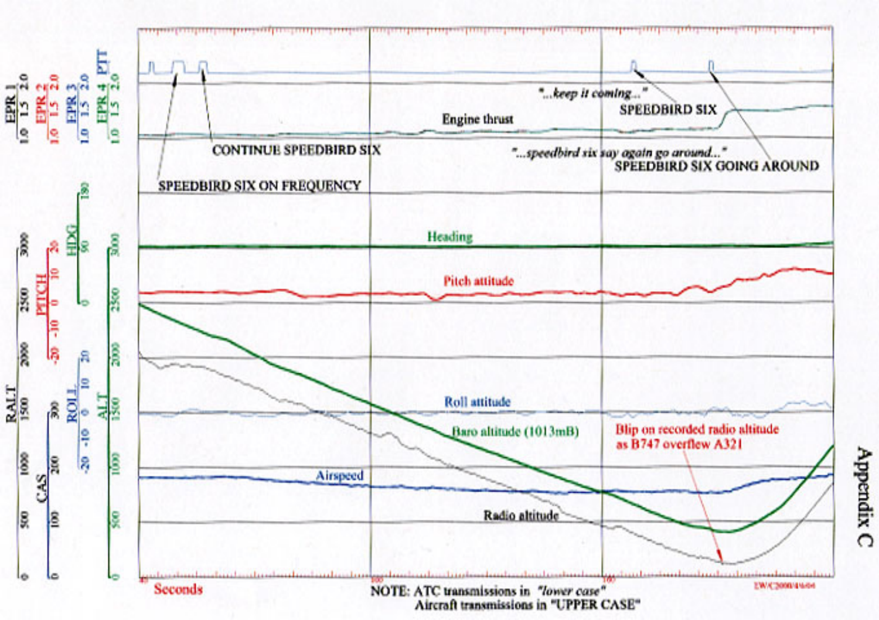Appendix C

EPR 1 1.0 1.5 2.0

EPR 2 1.0 1.5 2.0

EPR 3 1.0 1.5 2.0

EPR 4 1.0 1.5 2.0

PTT

HDG 0 90 180

PITCH -20 -10 0 10 20

RALT 0 500 1000 1500 2000 2500 3000

ROLL -20 -10 0 10 20

ALT 0 500 1000 1500 2000 2500 3000

CAS 0 100 200 300

"...keep it coming..."

SPEEDBIRD SIX

Engine thrust

CONTINUE SPEEDBIRD SIX

"...speedbird six say again go around..."

SPEEDBIRD SIX GOING AROUND

SPEEDBIRD SIX ON FREQUENCY

Heading

Pitch attitude

Roll attitude

Baro altitude (1013mB)

Blip on recorded radio altitude as B747 overflew A321

Airspeed

Radio altitude

Seconds

NOTE: ATC transmissions in *"lower case"*
Aircraft transmissions in "UPPER CASE"

EW/C2000/4/6/04